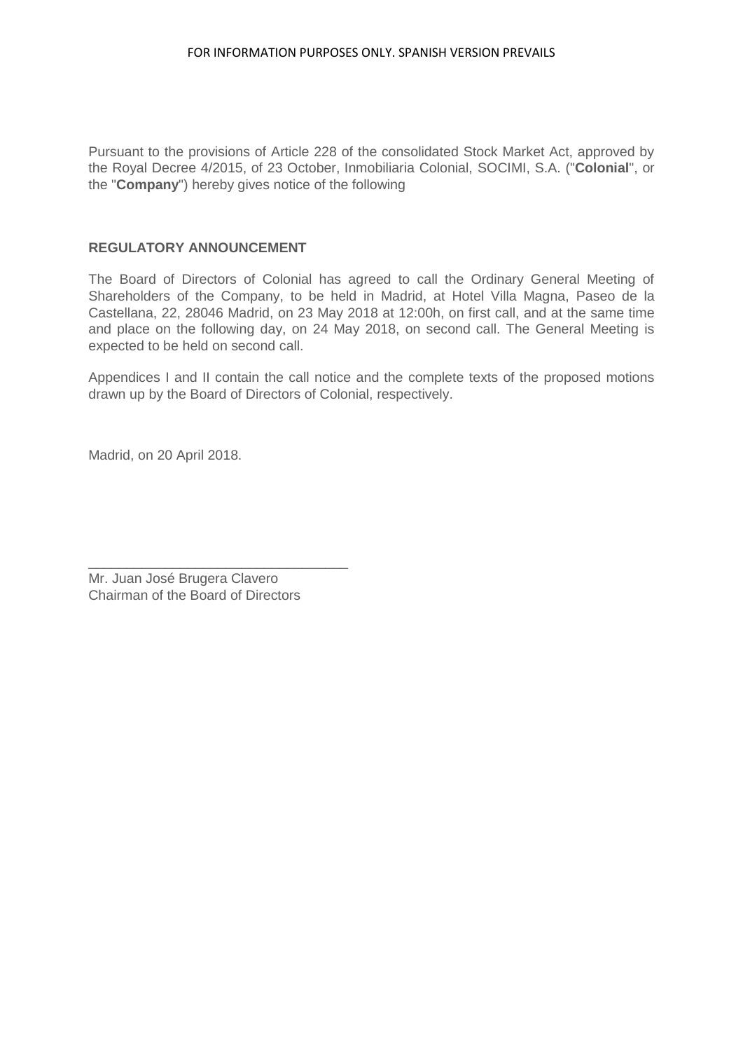FOR INFORMATION PURPOSES ONLY. SPANISH VERSION PREVAILS

Pursuant to the provisions of Article 228 of the consolidated Stock Market Act, approved by the Royal Decree 4/2015, of 23 October, Inmobiliaria Colonial, SOCIMI, S.A. ("**Colonial**", or the "**Company**") hereby gives notice of the following

## REGULATORY ANNOUNCEMENT

The Board of Directors of Colonial has agreed to call the Ordinary General Meeting of Shareholders of the Company, to be held in Madrid, at Hotel Villa Magna, Paseo de la Castellana, 22, 28046 Madrid, on 23 May 2018 at 12:00h, on first call, and at the same time and place on the following day, on 24 May 2018, on second call. The General Meeting is expected to be held on second call.

Appendices I and II contain the call notice and the complete texts of the proposed motions drawn up by the Board of Directors of Colonial, respectively.

Madrid, on 20 April 2018.

\_\_\_\_\_\_\_\_\_\_\_\_\_\_\_\_\_\_\_\_\_\_\_\_\_\_\_\_\_\_\_\_\_\_

Mr. Juan José Brugera Clavero
Chairman of the Board of Directors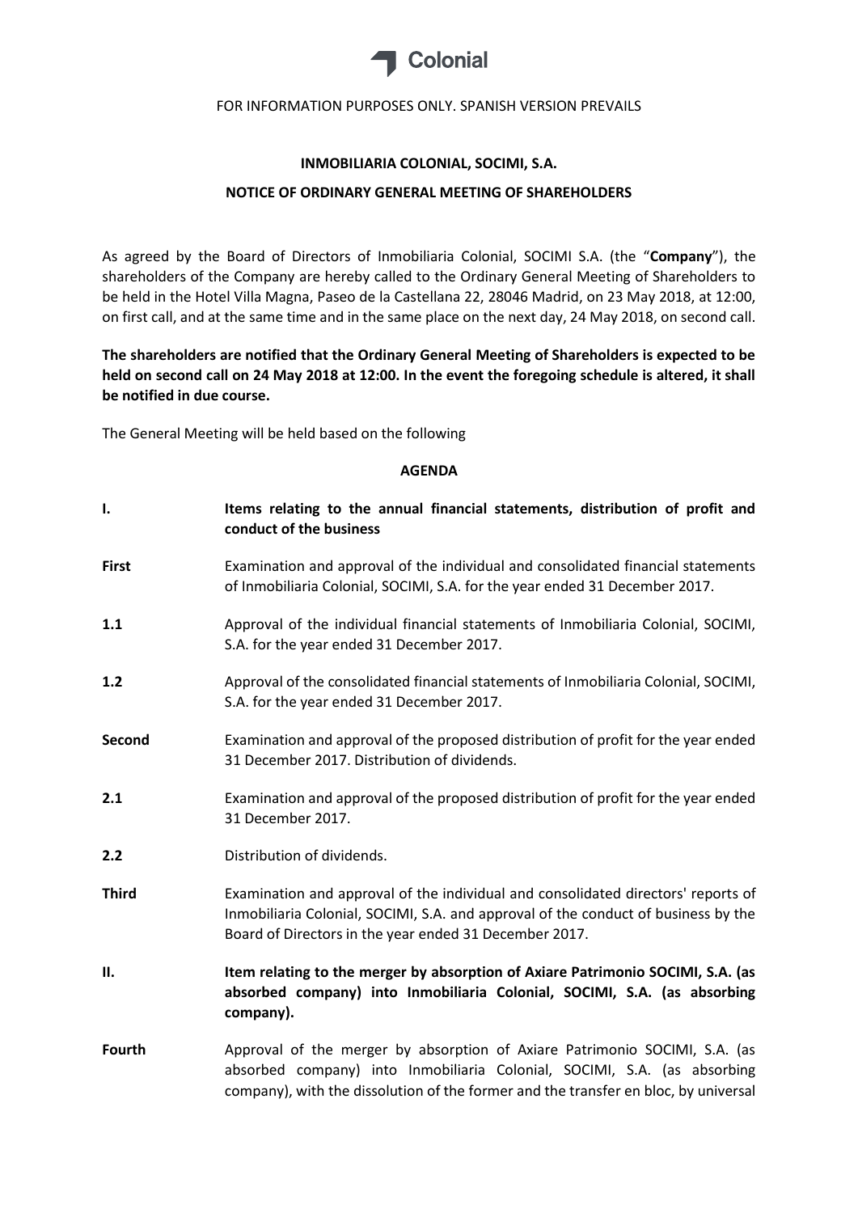FOR INFORMATION PURPOSES ONLY. SPANISH VERSION PREVAILS

**INMOBILIARIA COLONIAL, SOCIMI, S.A.**

**NOTICE OF ORDINARY GENERAL MEETING OF SHAREHOLDERS**

As agreed by the Board of Directors of Inmobiliaria Colonial, SOCIMI S.A. (the "**Company**"), the shareholders of the Company are hereby called to the Ordinary General Meeting of Shareholders to be held in the Hotel Villa Magna, Paseo de la Castellana 22, 28046 Madrid, on 23 May 2018, at 12:00, on first call, and at the same time and in the same place on the next day, 24 May 2018, on second call.

**The shareholders are notified that the Ordinary General Meeting of Shareholders is expected to be held on second call on 24 May 2018 at 12:00. In the event the foregoing schedule is altered, it shall be notified in due course.**

The General Meeting will be held based on the following

**AGENDA**

**I. Items relating to the annual financial statements, distribution of profit and conduct of the business**

**First** Examination and approval of the individual and consolidated financial statements of Inmobiliaria Colonial, SOCIMI, S.A. for the year ended 31 December 2017.

**1.1** Approval of the individual financial statements of Inmobiliaria Colonial, SOCIMI, S.A. for the year ended 31 December 2017.

**1.2** Approval of the consolidated financial statements of Inmobiliaria Colonial, SOCIMI, S.A. for the year ended 31 December 2017.

**Second** Examination and approval of the proposed distribution of profit for the year ended 31 December 2017. Distribution of dividends.

**2.1** Examination and approval of the proposed distribution of profit for the year ended 31 December 2017.

**2.2** Distribution of dividends.

**Third** Examination and approval of the individual and consolidated directors' reports of Inmobiliaria Colonial, SOCIMI, S.A. and approval of the conduct of business by the Board of Directors in the year ended 31 December 2017.

**II. Item relating to the merger by absorption of Axiare Patrimonio SOCIMI, S.A. (as absorbed company) into Inmobiliaria Colonial, SOCIMI, S.A. (as absorbing company).**

**Fourth** Approval of the merger by absorption of Axiare Patrimonio SOCIMI, S.A. (as absorbed company) into Inmobiliaria Colonial, SOCIMI, S.A. (as absorbing company), with the dissolution of the former and the transfer en bloc, by universal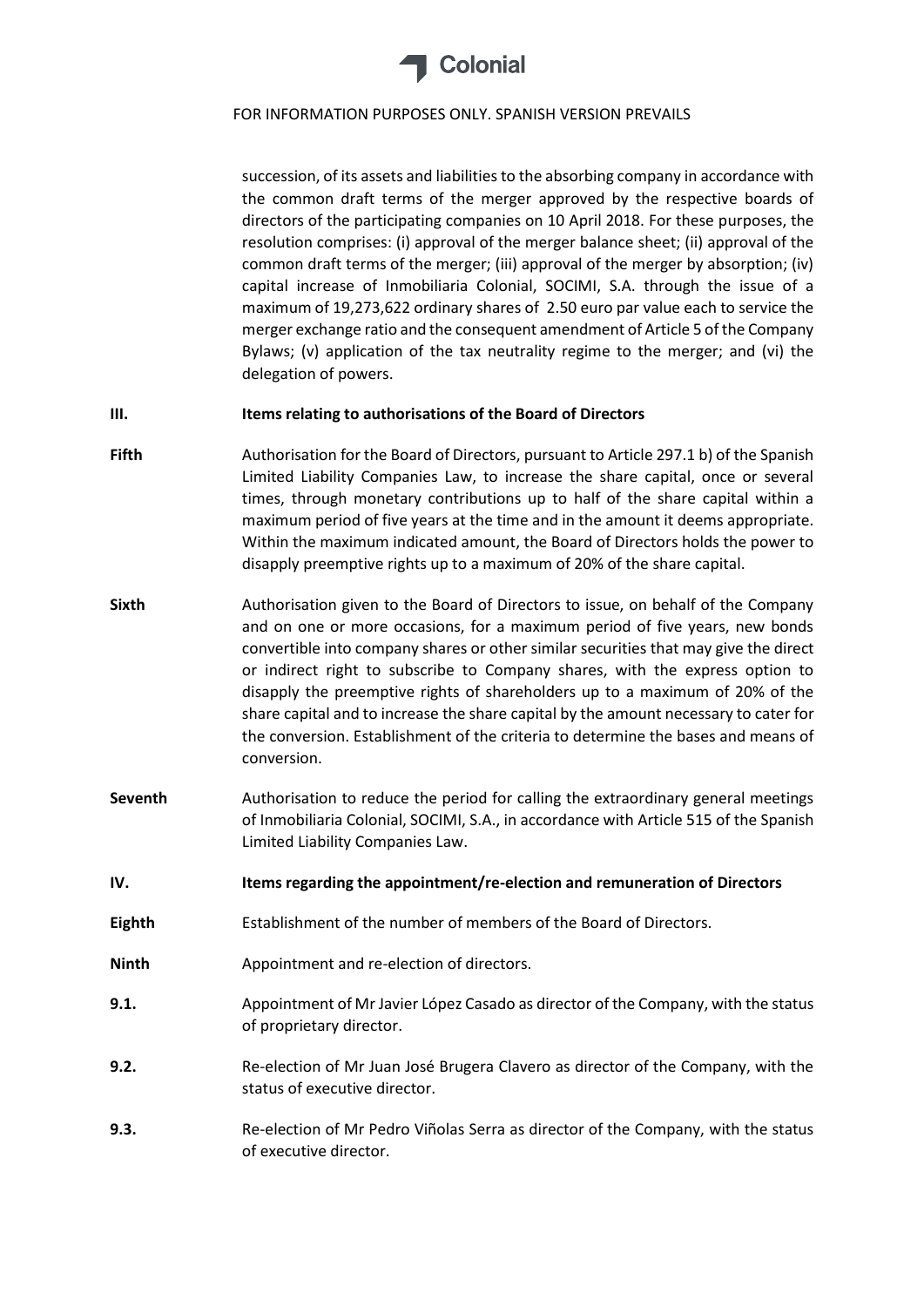succession, of its assets and liabilities to the absorbing company in accordance with the common draft terms of the merger approved by the respective boards of directors of the participating companies on 10 April 2018. For these purposes, the resolution comprises: (i) approval of the merger balance sheet; (ii) approval of the common draft terms of the merger; (iii) approval of the merger by absorption; (iv) capital increase of Inmobiliaria Colonial, SOCIMI, S.A. through the issue of a maximum of 19,273,622 ordinary shares of 2.50 euro par value each to service the merger exchange ratio and the consequent amendment of Article 5 of the Company Bylaws; (v) application of the tax neutrality regime to the merger; and (vi) the delegation of powers.

**III. Items relating to authorisations of the Board of Directors**

**Fifth** Authorisation for the Board of Directors, pursuant to Article 297.1 b) of the Spanish Limited Liability Companies Law, to increase the share capital, once or several times, through monetary contributions up to half of the share capital within a maximum period of five years at the time and in the amount it deems appropriate. Within the maximum indicated amount, the Board of Directors holds the power to disapply preemptive rights up to a maximum of 20% of the share capital.

**Sixth** Authorisation given to the Board of Directors to issue, on behalf of the Company and on one or more occasions, for a maximum period of five years, new bonds convertible into company shares or other similar securities that may give the direct or indirect right to subscribe to Company shares, with the express option to disapply the preemptive rights of shareholders up to a maximum of 20% of the share capital and to increase the share capital by the amount necessary to cater for the conversion. Establishment of the criteria to determine the bases and means of conversion.

**Seventh** Authorisation to reduce the period for calling the extraordinary general meetings of Inmobiliaria Colonial, SOCIMI, S.A., in accordance with Article 515 of the Spanish Limited Liability Companies Law.

**IV. Items regarding the appointment/re-election and remuneration of Directors**

**Eighth** Establishment of the number of members of the Board of Directors.

**Ninth** Appointment and re-election of directors.

**9.1.** Appointment of Mr Javier López Casado as director of the Company, with the status of proprietary director.

**9.2.** Re-election of Mr Juan José Brugera Clavero as director of the Company, with the status of executive director.

**9.3.** Re-election of Mr Pedro Viñolas Serra as director of the Company, with the status of executive director.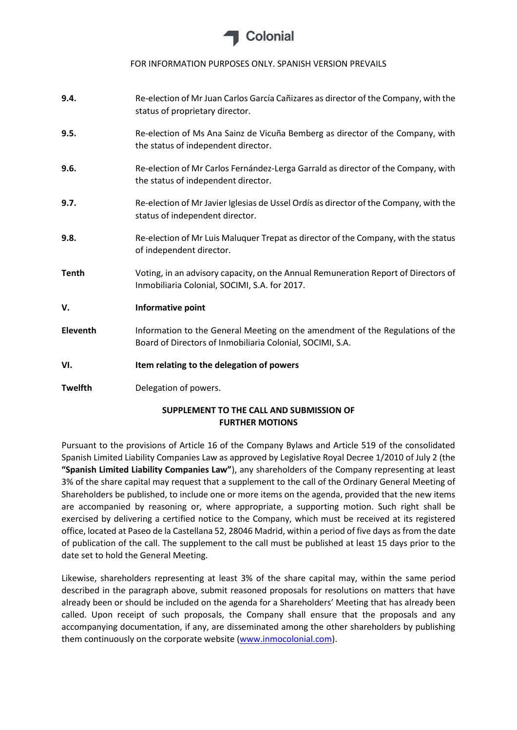FOR INFORMATION PURPOSES ONLY. SPANISH VERSION PREVAILS

| | |
|---|---|
| **9.4.** | Re-election of Mr Juan Carlos García Cañizares as director of the Company, with the status of proprietary director. |
| **9.5.** | Re-election of Ms Ana Sainz de Vicuña Bemberg as director of the Company, with the status of independent director. |
| **9.6.** | Re-election of Mr Carlos Fernández-Lerga Garrald as director of the Company, with the status of independent director. |
| **9.7.** | Re-election of Mr Javier Iglesias de Ussel Ordís as director of the Company, with the status of independent director. |
| **9.8.** | Re-election of Mr Luis Maluquer Trepat as director of the Company, with the status of independent director. |
| **Tenth** | Voting, in an advisory capacity, on the Annual Remuneration Report of Directors of Inmobiliaria Colonial, SOCIMI, S.A. for 2017. |
| **V.** | **Informative point** |
| **Eleventh** | Information to the General Meeting on the amendment of the Regulations of the Board of Directors of Inmobiliaria Colonial, SOCIMI, S.A. |
| **VI.** | **Item relating to the delegation of powers** |
| **Twelfth** | Delegation of powers. |

## SUPPLEMENT TO THE CALL AND SUBMISSION OF FURTHER MOTIONS

Pursuant to the provisions of Article 16 of the Company Bylaws and Article 519 of the consolidated Spanish Limited Liability Companies Law as approved by Legislative Royal Decree 1/2010 of July 2 (the **"Spanish Limited Liability Companies Law"**), any shareholders of the Company representing at least 3% of the share capital may request that a supplement to the call of the Ordinary General Meeting of Shareholders be published, to include one or more items on the agenda, provided that the new items are accompanied by reasoning or, where appropriate, a supporting motion. Such right shall be exercised by delivering a certified notice to the Company, which must be received at its registered office, located at Paseo de la Castellana 52, 28046 Madrid, within a period of five days as from the date of publication of the call. The supplement to the call must be published at least 15 days prior to the date set to hold the General Meeting.

Likewise, shareholders representing at least 3% of the share capital may, within the same period described in the paragraph above, submit reasoned proposals for resolutions on matters that have already been or should be included on the agenda for a Shareholders' Meeting that has already been called. Upon receipt of such proposals, the Company shall ensure that the proposals and any accompanying documentation, if any, are disseminated among the other shareholders by publishing them continuously on the corporate website (www.inmocolonial.com).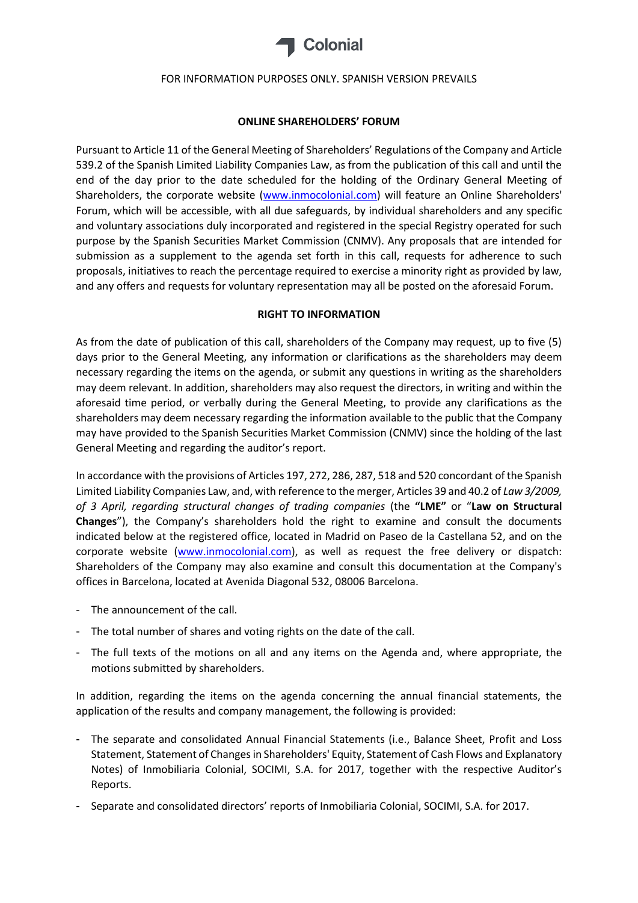FOR INFORMATION PURPOSES ONLY. SPANISH VERSION PREVAILS

**ONLINE SHAREHOLDERS' FORUM**

Pursuant to Article 11 of the General Meeting of Shareholders' Regulations of the Company and Article 539.2 of the Spanish Limited Liability Companies Law, as from the publication of this call and until the end of the day prior to the date scheduled for the holding of the Ordinary General Meeting of Shareholders, the corporate website (www.inmocolonial.com) will feature an Online Shareholders' Forum, which will be accessible, with all due safeguards, by individual shareholders and any specific and voluntary associations duly incorporated and registered in the special Registry operated for such purpose by the Spanish Securities Market Commission (CNMV). Any proposals that are intended for submission as a supplement to the agenda set forth in this call, requests for adherence to such proposals, initiatives to reach the percentage required to exercise a minority right as provided by law, and any offers and requests for voluntary representation may all be posted on the aforesaid Forum.

**RIGHT TO INFORMATION**

As from the date of publication of this call, shareholders of the Company may request, up to five (5) days prior to the General Meeting, any information or clarifications as the shareholders may deem necessary regarding the items on the agenda, or submit any questions in writing as the shareholders may deem relevant. In addition, shareholders may also request the directors, in writing and within the aforesaid time period, or verbally during the General Meeting, to provide any clarifications as the shareholders may deem necessary regarding the information available to the public that the Company may have provided to the Spanish Securities Market Commission (CNMV) since the holding of the last General Meeting and regarding the auditor's report.

In accordance with the provisions of Articles 197, 272, 286, 287, 518 and 520 concordant of the Spanish Limited Liability Companies Law, and, with reference to the merger, Articles 39 and 40.2 of *Law 3/2009, of 3 April, regarding structural changes of trading companies* (the **"LME"** or "**Law on Structural Changes**"), the Company's shareholders hold the right to examine and consult the documents indicated below at the registered office, located in Madrid on Paseo de la Castellana 52, and on the corporate website (www.inmocolonial.com), as well as request the free delivery or dispatch: Shareholders of the Company may also examine and consult this documentation at the Company's offices in Barcelona, located at Avenida Diagonal 532, 08006 Barcelona.

- The announcement of the call.
- The total number of shares and voting rights on the date of the call.
- The full texts of the motions on all and any items on the Agenda and, where appropriate, the motions submitted by shareholders.

In addition, regarding the items on the agenda concerning the annual financial statements, the application of the results and company management, the following is provided:

- The separate and consolidated Annual Financial Statements (i.e., Balance Sheet, Profit and Loss Statement, Statement of Changes in Shareholders' Equity, Statement of Cash Flows and Explanatory Notes) of Inmobiliaria Colonial, SOCIMI, S.A. for 2017, together with the respective Auditor's Reports.
- Separate and consolidated directors' reports of Inmobiliaria Colonial, SOCIMI, S.A. for 2017.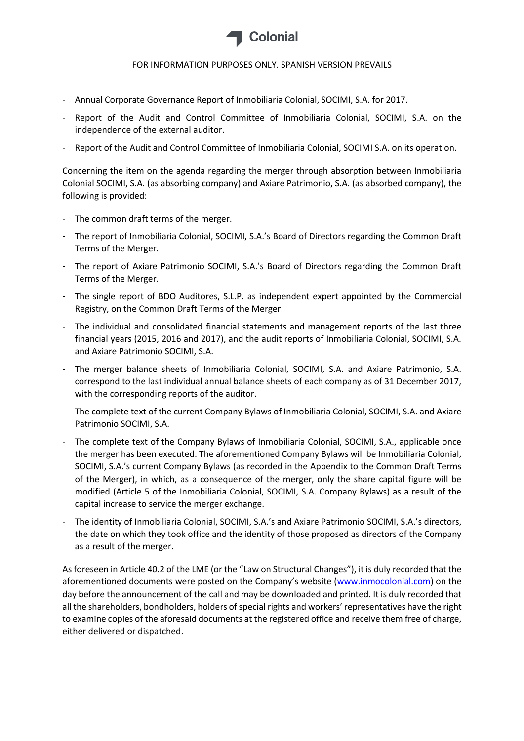FOR INFORMATION PURPOSES ONLY. SPANISH VERSION PREVAILS

- Annual Corporate Governance Report of Inmobiliaria Colonial, SOCIMI, S.A. for 2017.
- Report of the Audit and Control Committee of Inmobiliaria Colonial, SOCIMI, S.A. on the independence of the external auditor.
- Report of the Audit and Control Committee of Inmobiliaria Colonial, SOCIMI S.A. on its operation.

Concerning the item on the agenda regarding the merger through absorption between Inmobiliaria Colonial SOCIMI, S.A. (as absorbing company) and Axiare Patrimonio, S.A. (as absorbed company), the following is provided:

- The common draft terms of the merger.
- The report of Inmobiliaria Colonial, SOCIMI, S.A.'s Board of Directors regarding the Common Draft Terms of the Merger.
- The report of Axiare Patrimonio SOCIMI, S.A.'s Board of Directors regarding the Common Draft Terms of the Merger.
- The single report of BDO Auditores, S.L.P. as independent expert appointed by the Commercial Registry, on the Common Draft Terms of the Merger.
- The individual and consolidated financial statements and management reports of the last three financial years (2015, 2016 and 2017), and the audit reports of Inmobiliaria Colonial, SOCIMI, S.A. and Axiare Patrimonio SOCIMI, S.A.
- The merger balance sheets of Inmobiliaria Colonial, SOCIMI, S.A. and Axiare Patrimonio, S.A. correspond to the last individual annual balance sheets of each company as of 31 December 2017, with the corresponding reports of the auditor.
- The complete text of the current Company Bylaws of Inmobiliaria Colonial, SOCIMI, S.A. and Axiare Patrimonio SOCIMI, S.A.
- The complete text of the Company Bylaws of Inmobiliaria Colonial, SOCIMI, S.A., applicable once the merger has been executed. The aforementioned Company Bylaws will be Inmobiliaria Colonial, SOCIMI, S.A.'s current Company Bylaws (as recorded in the Appendix to the Common Draft Terms of the Merger), in which, as a consequence of the merger, only the share capital figure will be modified (Article 5 of the Inmobiliaria Colonial, SOCIMI, S.A. Company Bylaws) as a result of the capital increase to service the merger exchange.
- The identity of Inmobiliaria Colonial, SOCIMI, S.A.'s and Axiare Patrimonio SOCIMI, S.A.'s directors, the date on which they took office and the identity of those proposed as directors of the Company as a result of the merger.

As foreseen in Article 40.2 of the LME (or the "Law on Structural Changes"), it is duly recorded that the aforementioned documents were posted on the Company's website (www.inmocolonial.com) on the day before the announcement of the call and may be downloaded and printed. It is duly recorded that all the shareholders, bondholders, holders of special rights and workers' representatives have the right to examine copies of the aforesaid documents at the registered office and receive them free of charge, either delivered or dispatched.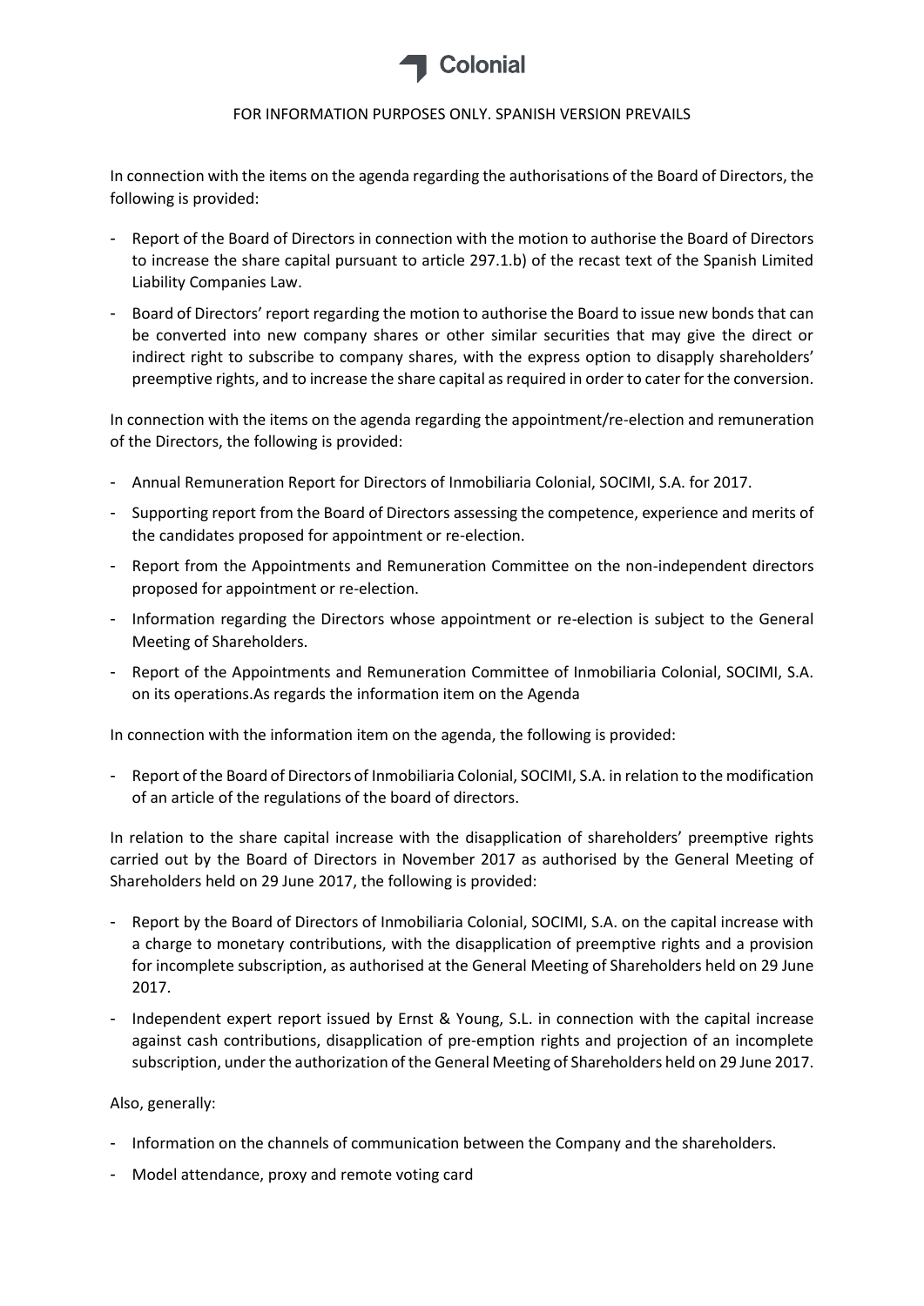FOR INFORMATION PURPOSES ONLY. SPANISH VERSION PREVAILS

In connection with the items on the agenda regarding the authorisations of the Board of Directors, the following is provided:

- Report of the Board of Directors in connection with the motion to authorise the Board of Directors to increase the share capital pursuant to article 297.1.b) of the recast text of the Spanish Limited Liability Companies Law.
- Board of Directors' report regarding the motion to authorise the Board to issue new bonds that can be converted into new company shares or other similar securities that may give the direct or indirect right to subscribe to company shares, with the express option to disapply shareholders' preemptive rights, and to increase the share capital as required in order to cater for the conversion.

In connection with the items on the agenda regarding the appointment/re-election and remuneration of the Directors, the following is provided:

- Annual Remuneration Report for Directors of Inmobiliaria Colonial, SOCIMI, S.A. for 2017.
- Supporting report from the Board of Directors assessing the competence, experience and merits of the candidates proposed for appointment or re-election.
- Report from the Appointments and Remuneration Committee on the non-independent directors proposed for appointment or re-election.
- Information regarding the Directors whose appointment or re-election is subject to the General Meeting of Shareholders.
- Report of the Appointments and Remuneration Committee of Inmobiliaria Colonial, SOCIMI, S.A. on its operations.As regards the information item on the Agenda

In connection with the information item on the agenda, the following is provided:

- Report of the Board of Directors of Inmobiliaria Colonial, SOCIMI, S.A. in relation to the modification of an article of the regulations of the board of directors.

In relation to the share capital increase with the disapplication of shareholders' preemptive rights carried out by the Board of Directors in November 2017 as authorised by the General Meeting of Shareholders held on 29 June 2017, the following is provided:

- Report by the Board of Directors of Inmobiliaria Colonial, SOCIMI, S.A. on the capital increase with a charge to monetary contributions, with the disapplication of preemptive rights and a provision for incomplete subscription, as authorised at the General Meeting of Shareholders held on 29 June 2017.
- Independent expert report issued by Ernst & Young, S.L. in connection with the capital increase against cash contributions, disapplication of pre-emption rights and projection of an incomplete subscription, under the authorization of the General Meeting of Shareholders held on 29 June 2017.

Also, generally:

- Information on the channels of communication between the Company and the shareholders.
- Model attendance, proxy and remote voting card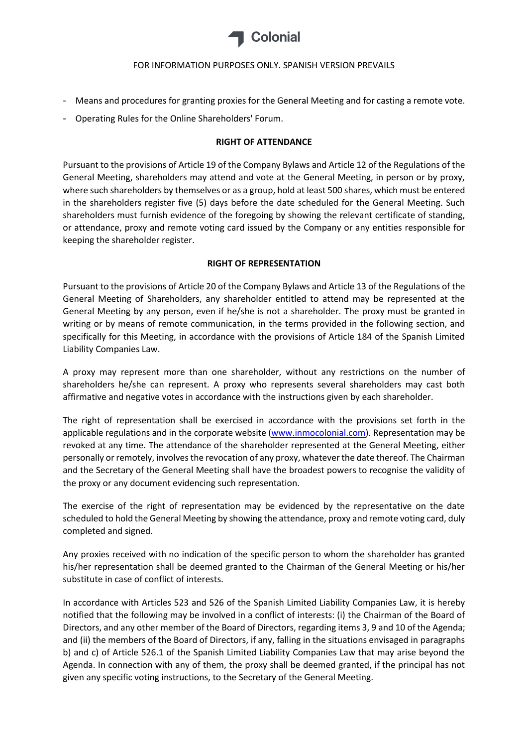- Means and procedures for granting proxies for the General Meeting and for casting a remote vote.
- Operating Rules for the Online Shareholders' Forum.

**RIGHT OF ATTENDANCE**

Pursuant to the provisions of Article 19 of the Company Bylaws and Article 12 of the Regulations of the General Meeting, shareholders may attend and vote at the General Meeting, in person or by proxy, where such shareholders by themselves or as a group, hold at least 500 shares, which must be entered in the shareholders register five (5) days before the date scheduled for the General Meeting. Such shareholders must furnish evidence of the foregoing by showing the relevant certificate of standing, or attendance, proxy and remote voting card issued by the Company or any entities responsible for keeping the shareholder register.

**RIGHT OF REPRESENTATION**

Pursuant to the provisions of Article 20 of the Company Bylaws and Article 13 of the Regulations of the General Meeting of Shareholders, any shareholder entitled to attend may be represented at the General Meeting by any person, even if he/she is not a shareholder. The proxy must be granted in writing or by means of remote communication, in the terms provided in the following section, and specifically for this Meeting, in accordance with the provisions of Article 184 of the Spanish Limited Liability Companies Law.

A proxy may represent more than one shareholder, without any restrictions on the number of shareholders he/she can represent. A proxy who represents several shareholders may cast both affirmative and negative votes in accordance with the instructions given by each shareholder.

The right of representation shall be exercised in accordance with the provisions set forth in the applicable regulations and in the corporate website (www.inmocolonial.com). Representation may be revoked at any time. The attendance of the shareholder represented at the General Meeting, either personally or remotely, involves the revocation of any proxy, whatever the date thereof. The Chairman and the Secretary of the General Meeting shall have the broadest powers to recognise the validity of the proxy or any document evidencing such representation.

The exercise of the right of representation may be evidenced by the representative on the date scheduled to hold the General Meeting by showing the attendance, proxy and remote voting card, duly completed and signed.

Any proxies received with no indication of the specific person to whom the shareholder has granted his/her representation shall be deemed granted to the Chairman of the General Meeting or his/her substitute in case of conflict of interests.

In accordance with Articles 523 and 526 of the Spanish Limited Liability Companies Law, it is hereby notified that the following may be involved in a conflict of interests: (i) the Chairman of the Board of Directors, and any other member of the Board of Directors, regarding items 3, 9 and 10 of the Agenda; and (ii) the members of the Board of Directors, if any, falling in the situations envisaged in paragraphs b) and c) of Article 526.1 of the Spanish Limited Liability Companies Law that may arise beyond the Agenda. In connection with any of them, the proxy shall be deemed granted, if the principal has not given any specific voting instructions, to the Secretary of the General Meeting.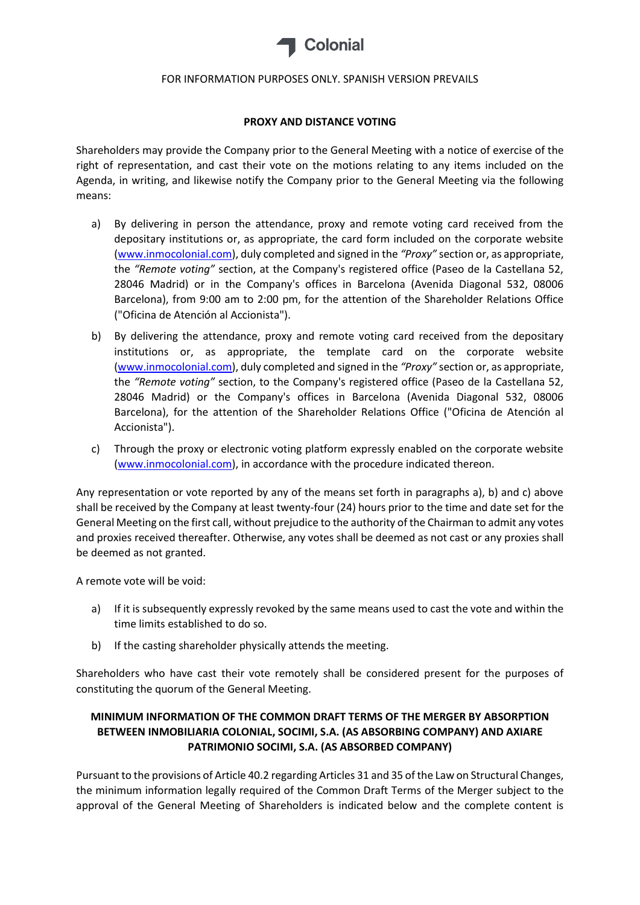FOR INFORMATION PURPOSES ONLY. SPANISH VERSION PREVAILS

**PROXY AND DISTANCE VOTING**

Shareholders may provide the Company prior to the General Meeting with a notice of exercise of the right of representation, and cast their vote on the motions relating to any items included on the Agenda, in writing, and likewise notify the Company prior to the General Meeting via the following means:

a) By delivering in person the attendance, proxy and remote voting card received from the depositary institutions or, as appropriate, the card form included on the corporate website (www.inmocolonial.com), duly completed and signed in the *"Proxy"* section or, as appropriate, the *"Remote voting"* section, at the Company's registered office (Paseo de la Castellana 52, 28046 Madrid) or in the Company's offices in Barcelona (Avenida Diagonal 532, 08006 Barcelona), from 9:00 am to 2:00 pm, for the attention of the Shareholder Relations Office ("Oficina de Atención al Accionista").

b) By delivering the attendance, proxy and remote voting card received from the depositary institutions or, as appropriate, the template card on the corporate website (www.inmocolonial.com), duly completed and signed in the *"Proxy"* section or, as appropriate, the *"Remote voting"* section, to the Company's registered office (Paseo de la Castellana 52, 28046 Madrid) or the Company's offices in Barcelona (Avenida Diagonal 532, 08006 Barcelona), for the attention of the Shareholder Relations Office ("Oficina de Atención al Accionista").

c) Through the proxy or electronic voting platform expressly enabled on the corporate website (www.inmocolonial.com), in accordance with the procedure indicated thereon.

Any representation or vote reported by any of the means set forth in paragraphs a), b) and c) above shall be received by the Company at least twenty-four (24) hours prior to the time and date set for the General Meeting on the first call, without prejudice to the authority of the Chairman to admit any votes and proxies received thereafter. Otherwise, any votes shall be deemed as not cast or any proxies shall be deemed as not granted.

A remote vote will be void:

a) If it is subsequently expressly revoked by the same means used to cast the vote and within the time limits established to do so.

b) If the casting shareholder physically attends the meeting.

Shareholders who have cast their vote remotely shall be considered present for the purposes of constituting the quorum of the General Meeting.

**MINIMUM INFORMATION OF THE COMMON DRAFT TERMS OF THE MERGER BY ABSORPTION BETWEEN INMOBILIARIA COLONIAL, SOCIMI, S.A. (AS ABSORBING COMPANY) AND AXIARE PATRIMONIO SOCIMI, S.A. (AS ABSORBED COMPANY)**

Pursuant to the provisions of Article 40.2 regarding Articles 31 and 35 of the Law on Structural Changes, the minimum information legally required of the Common Draft Terms of the Merger subject to the approval of the General Meeting of Shareholders is indicated below and the complete content is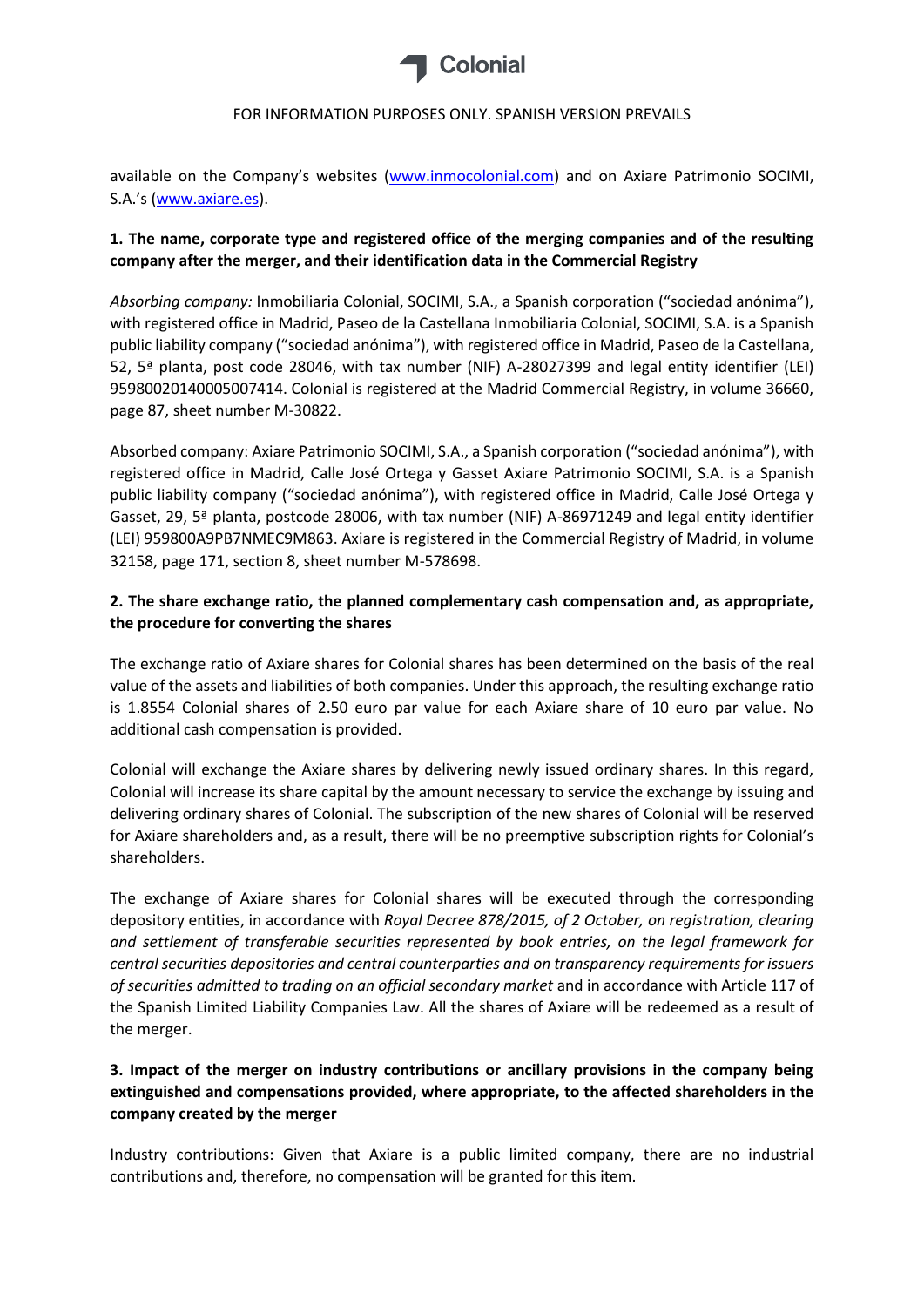available on the Company's websites (www.inmocolonial.com) and on Axiare Patrimonio SOCIMI, S.A.'s (www.axiare.es).

**1. The name, corporate type and registered office of the merging companies and of the resulting company after the merger, and their identification data in the Commercial Registry**

*Absorbing company:* Inmobiliaria Colonial, SOCIMI, S.A., a Spanish corporation ("sociedad anónima"), with registered office in Madrid, Paseo de la Castellana Inmobiliaria Colonial, SOCIMI, S.A. is a Spanish public liability company ("sociedad anónima"), with registered office in Madrid, Paseo de la Castellana, 52, 5ª planta, post code 28046, with tax number (NIF) A-28027399 and legal entity identifier (LEI) 95980020140005007414. Colonial is registered at the Madrid Commercial Registry, in volume 36660, page 87, sheet number M-30822.

Absorbed company: Axiare Patrimonio SOCIMI, S.A., a Spanish corporation ("sociedad anónima"), with registered office in Madrid, Calle José Ortega y Gasset Axiare Patrimonio SOCIMI, S.A. is a Spanish public liability company ("sociedad anónima"), with registered office in Madrid, Calle José Ortega y Gasset, 29, 5ª planta, postcode 28006, with tax number (NIF) A-86971249 and legal entity identifier (LEI) 959800A9PB7NMEC9M863. Axiare is registered in the Commercial Registry of Madrid, in volume 32158, page 171, section 8, sheet number M-578698.

**2. The share exchange ratio, the planned complementary cash compensation and, as appropriate, the procedure for converting the shares**

The exchange ratio of Axiare shares for Colonial shares has been determined on the basis of the real value of the assets and liabilities of both companies. Under this approach, the resulting exchange ratio is 1.8554 Colonial shares of 2.50 euro par value for each Axiare share of 10 euro par value. No additional cash compensation is provided.

Colonial will exchange the Axiare shares by delivering newly issued ordinary shares. In this regard, Colonial will increase its share capital by the amount necessary to service the exchange by issuing and delivering ordinary shares of Colonial. The subscription of the new shares of Colonial will be reserved for Axiare shareholders and, as a result, there will be no preemptive subscription rights for Colonial's shareholders.

The exchange of Axiare shares for Colonial shares will be executed through the corresponding depository entities, in accordance with *Royal Decree 878/2015, of 2 October, on registration, clearing and settlement of transferable securities represented by book entries, on the legal framework for central securities depositories and central counterparties and on transparency requirements for issuers of securities admitted to trading on an official secondary market* and in accordance with Article 117 of the Spanish Limited Liability Companies Law. All the shares of Axiare will be redeemed as a result of the merger.

**3. Impact of the merger on industry contributions or ancillary provisions in the company being extinguished and compensations provided, where appropriate, to the affected shareholders in the company created by the merger**

Industry contributions: Given that Axiare is a public limited company, there are no industrial contributions and, therefore, no compensation will be granted for this item.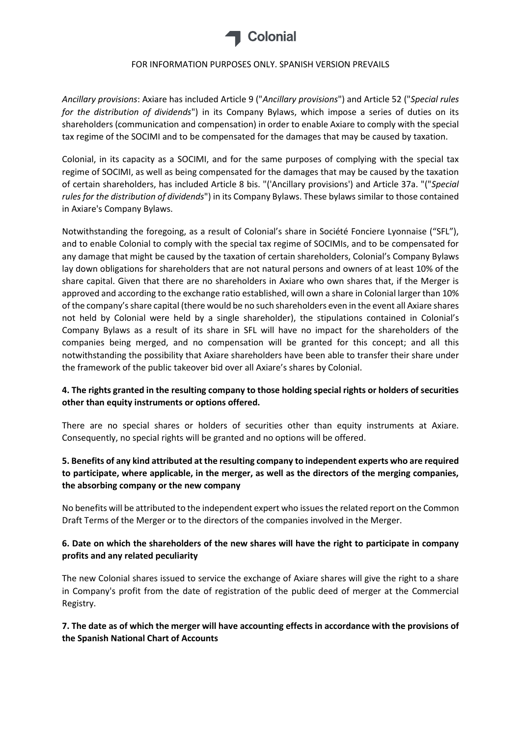*Ancillary provisions*: Axiare has included Article 9 ("*Ancillary provisions*") and Article 52 ("*Special rules for the distribution of dividends*") in its Company Bylaws, which impose a series of duties on its shareholders (communication and compensation) in order to enable Axiare to comply with the special tax regime of the SOCIMI and to be compensated for the damages that may be caused by taxation.

Colonial, in its capacity as a SOCIMI, and for the same purposes of complying with the special tax regime of SOCIMI, as well as being compensated for the damages that may be caused by the taxation of certain shareholders, has included Article 8 bis. "('Ancillary provisions') and Article 37a. "("*Special rules for the distribution of dividends*") in its Company Bylaws. These bylaws similar to those contained in Axiare's Company Bylaws.

Notwithstanding the foregoing, as a result of Colonial's share in Société Fonciere Lyonnaise ("SFL"), and to enable Colonial to comply with the special tax regime of SOCIMIs, and to be compensated for any damage that might be caused by the taxation of certain shareholders, Colonial's Company Bylaws lay down obligations for shareholders that are not natural persons and owners of at least 10% of the share capital. Given that there are no shareholders in Axiare who own shares that, if the Merger is approved and according to the exchange ratio established, will own a share in Colonial larger than 10% of the company's share capital (there would be no such shareholders even in the event all Axiare shares not held by Colonial were held by a single shareholder), the stipulations contained in Colonial's Company Bylaws as a result of its share in SFL will have no impact for the shareholders of the companies being merged, and no compensation will be granted for this concept; and all this notwithstanding the possibility that Axiare shareholders have been able to transfer their share under the framework of the public takeover bid over all Axiare's shares by Colonial.

**4. The rights granted in the resulting company to those holding special rights or holders of securities other than equity instruments or options offered.**

There are no special shares or holders of securities other than equity instruments at Axiare. Consequently, no special rights will be granted and no options will be offered.

**5. Benefits of any kind attributed at the resulting company to independent experts who are required to participate, where applicable, in the merger, as well as the directors of the merging companies, the absorbing company or the new company**

No benefits will be attributed to the independent expert who issues the related report on the Common Draft Terms of the Merger or to the directors of the companies involved in the Merger.

**6. Date on which the shareholders of the new shares will have the right to participate in company profits and any related peculiarity**

The new Colonial shares issued to service the exchange of Axiare shares will give the right to a share in Company's profit from the date of registration of the public deed of merger at the Commercial Registry.

**7. The date as of which the merger will have accounting effects in accordance with the provisions of the Spanish National Chart of Accounts**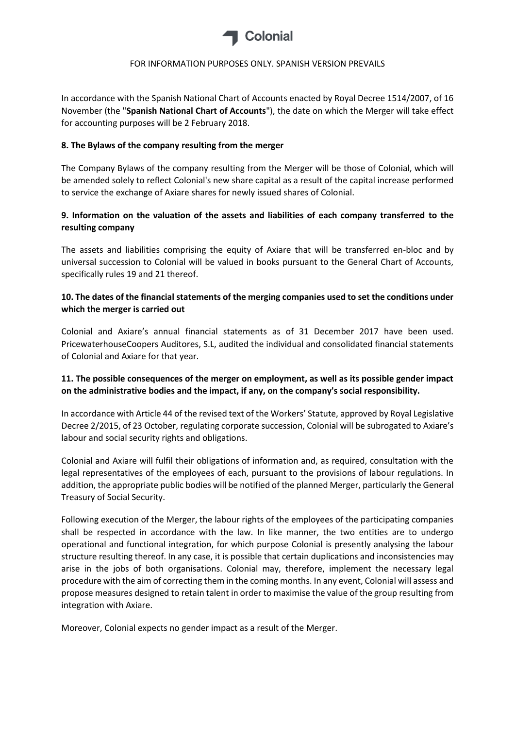In accordance with the Spanish National Chart of Accounts enacted by Royal Decree 1514/2007, of 16 November (the "**Spanish National Chart of Accounts**"), the date on which the Merger will take effect for accounting purposes will be 2 February 2018.

### 8. The Bylaws of the company resulting from the merger

The Company Bylaws of the company resulting from the Merger will be those of Colonial, which will be amended solely to reflect Colonial's new share capital as a result of the capital increase performed to service the exchange of Axiare shares for newly issued shares of Colonial.

### 9. Information on the valuation of the assets and liabilities of each company transferred to the resulting company

The assets and liabilities comprising the equity of Axiare that will be transferred en-bloc and by universal succession to Colonial will be valued in books pursuant to the General Chart of Accounts, specifically rules 19 and 21 thereof.

### 10. The dates of the financial statements of the merging companies used to set the conditions under which the merger is carried out

Colonial and Axiare's annual financial statements as of 31 December 2017 have been used. PricewaterhouseCoopers Auditores, S.L, audited the individual and consolidated financial statements of Colonial and Axiare for that year.

### 11. The possible consequences of the merger on employment, as well as its possible gender impact on the administrative bodies and the impact, if any, on the company's social responsibility.

In accordance with Article 44 of the revised text of the Workers' Statute, approved by Royal Legislative Decree 2/2015, of 23 October, regulating corporate succession, Colonial will be subrogated to Axiare's labour and social security rights and obligations.

Colonial and Axiare will fulfil their obligations of information and, as required, consultation with the legal representatives of the employees of each, pursuant to the provisions of labour regulations. In addition, the appropriate public bodies will be notified of the planned Merger, particularly the General Treasury of Social Security.

Following execution of the Merger, the labour rights of the employees of the participating companies shall be respected in accordance with the law. In like manner, the two entities are to undergo operational and functional integration, for which purpose Colonial is presently analysing the labour structure resulting thereof. In any case, it is possible that certain duplications and inconsistencies may arise in the jobs of both organisations. Colonial may, therefore, implement the necessary legal procedure with the aim of correcting them in the coming months. In any event, Colonial will assess and propose measures designed to retain talent in order to maximise the value of the group resulting from integration with Axiare.

Moreover, Colonial expects no gender impact as a result of the Merger.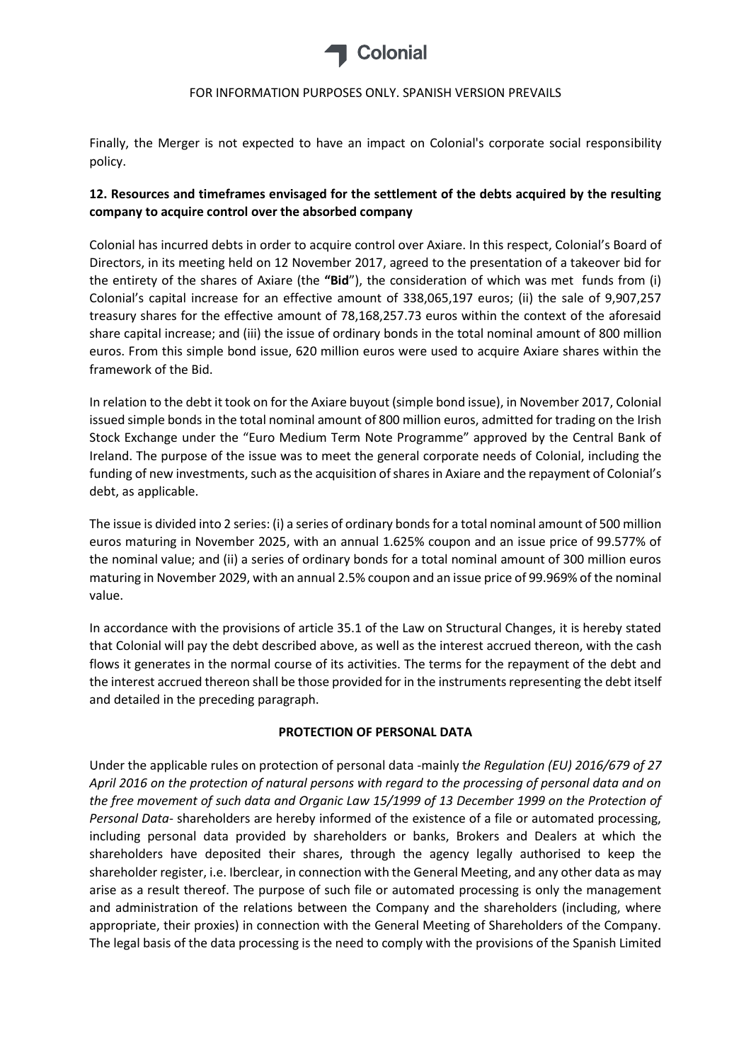Finally, the Merger is not expected to have an impact on Colonial's corporate social responsibility policy.

### 12. Resources and timeframes envisaged for the settlement of the debts acquired by the resulting company to acquire control over the absorbed company

Colonial has incurred debts in order to acquire control over Axiare. In this respect, Colonial's Board of Directors, in its meeting held on 12 November 2017, agreed to the presentation of a takeover bid for the entirety of the shares of Axiare (the **"Bid"**), the consideration of which was met funds from (i) Colonial's capital increase for an effective amount of 338,065,197 euros; (ii) the sale of 9,907,257 treasury shares for the effective amount of 78,168,257.73 euros within the context of the aforesaid share capital increase; and (iii) the issue of ordinary bonds in the total nominal amount of 800 million euros. From this simple bond issue, 620 million euros were used to acquire Axiare shares within the framework of the Bid.

In relation to the debt it took on for the Axiare buyout (simple bond issue), in November 2017, Colonial issued simple bonds in the total nominal amount of 800 million euros, admitted for trading on the Irish Stock Exchange under the "Euro Medium Term Note Programme" approved by the Central Bank of Ireland. The purpose of the issue was to meet the general corporate needs of Colonial, including the funding of new investments, such as the acquisition of shares in Axiare and the repayment of Colonial's debt, as applicable.

The issue is divided into 2 series: (i) a series of ordinary bonds for a total nominal amount of 500 million euros maturing in November 2025, with an annual 1.625% coupon and an issue price of 99.577% of the nominal value; and (ii) a series of ordinary bonds for a total nominal amount of 300 million euros maturing in November 2029, with an annual 2.5% coupon and an issue price of 99.969% of the nominal value.

In accordance with the provisions of article 35.1 of the Law on Structural Changes, it is hereby stated that Colonial will pay the debt described above, as well as the interest accrued thereon, with the cash flows it generates in the normal course of its activities. The terms for the repayment of the debt and the interest accrued thereon shall be those provided for in the instruments representing the debt itself and detailed in the preceding paragraph.

## PROTECTION OF PERSONAL DATA

Under the applicable rules on protection of personal data -mainly t*he Regulation (EU) 2016/679 of 27 April 2016 on the protection of natural persons with regard to the processing of personal data and on the free movement of such data and Organic Law 15/1999 of 13 December 1999 on the Protection of Personal Data*- shareholders are hereby informed of the existence of a file or automated processing, including personal data provided by shareholders or banks, Brokers and Dealers at which the shareholders have deposited their shares, through the agency legally authorised to keep the shareholder register, i.e. Iberclear, in connection with the General Meeting, and any other data as may arise as a result thereof. The purpose of such file or automated processing is only the management and administration of the relations between the Company and the shareholders (including, where appropriate, their proxies) in connection with the General Meeting of Shareholders of the Company. The legal basis of the data processing is the need to comply with the provisions of the Spanish Limited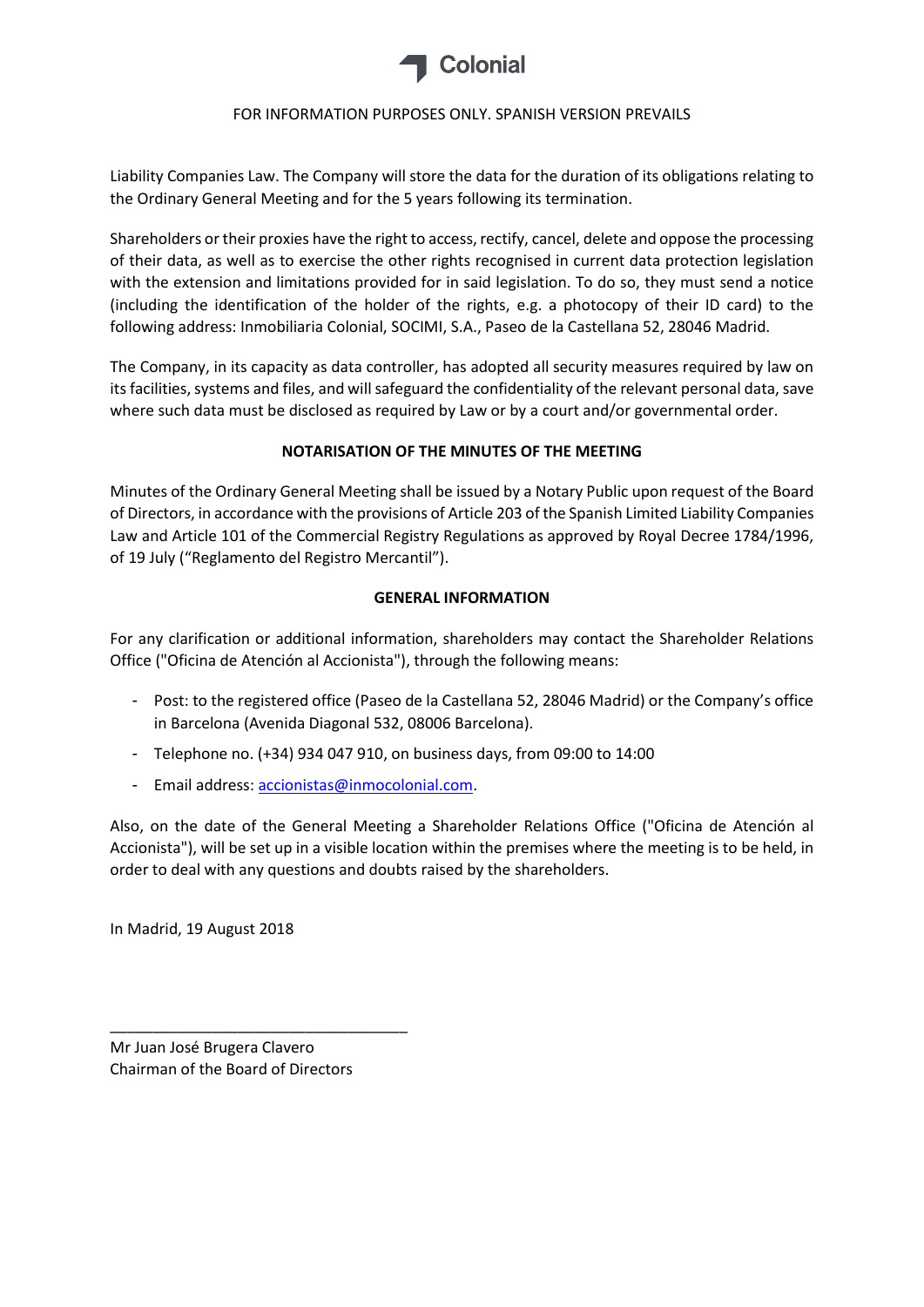FOR INFORMATION PURPOSES ONLY. SPANISH VERSION PREVAILS

Liability Companies Law. The Company will store the data for the duration of its obligations relating to the Ordinary General Meeting and for the 5 years following its termination.

Shareholders or their proxies have the right to access, rectify, cancel, delete and oppose the processing of their data, as well as to exercise the other rights recognised in current data protection legislation with the extension and limitations provided for in said legislation. To do so, they must send a notice (including the identification of the holder of the rights, e.g. a photocopy of their ID card) to the following address: Inmobiliaria Colonial, SOCIMI, S.A., Paseo de la Castellana 52, 28046 Madrid.

The Company, in its capacity as data controller, has adopted all security measures required by law on its facilities, systems and files, and will safeguard the confidentiality of the relevant personal data, save where such data must be disclosed as required by Law or by a court and/or governmental order.

**NOTARISATION OF THE MINUTES OF THE MEETING**

Minutes of the Ordinary General Meeting shall be issued by a Notary Public upon request of the Board of Directors, in accordance with the provisions of Article 203 of the Spanish Limited Liability Companies Law and Article 101 of the Commercial Registry Regulations as approved by Royal Decree 1784/1996, of 19 July ("Reglamento del Registro Mercantil").

**GENERAL INFORMATION**

For any clarification or additional information, shareholders may contact the Shareholder Relations Office ("Oficina de Atención al Accionista"), through the following means:

- Post: to the registered office (Paseo de la Castellana 52, 28046 Madrid) or the Company's office in Barcelona (Avenida Diagonal 532, 08006 Barcelona).
- Telephone no. (+34) 934 047 910, on business days, from 09:00 to 14:00
- Email address: accionistas@inmocolonial.com.

Also, on the date of the General Meeting a Shareholder Relations Office ("Oficina de Atención al Accionista"), will be set up in a visible location within the premises where the meeting is to be held, in order to deal with any questions and doubts raised by the shareholders.

In Madrid, 19 August 2018

\_\_\_\_\_\_\_\_\_\_\_\_\_\_\_\_\_\_\_\_\_\_\_\_\_\_\_\_\_\_\_\_\_\_\_

Mr Juan José Brugera Clavero
Chairman of the Board of Directors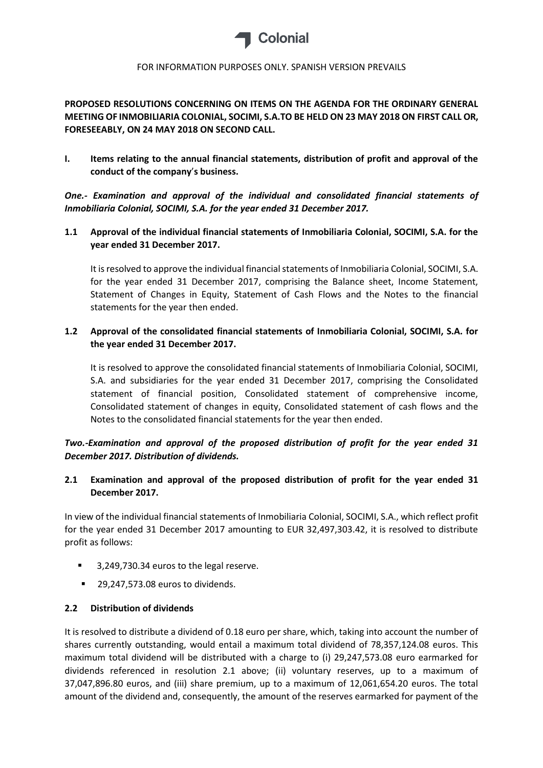FOR INFORMATION PURPOSES ONLY. SPANISH VERSION PREVAILS

**PROPOSED RESOLUTIONS CONCERNING ON ITEMS ON THE AGENDA FOR THE ORDINARY GENERAL MEETING OF INMOBILIARIA COLONIAL, SOCIMI, S.A.TO BE HELD ON 23 MAY 2018 ON FIRST CALL OR, FORESEEABLY, ON 24 MAY 2018 ON SECOND CALL.**

## I. Items relating to the annual financial statements, distribution of profit and approval of the conduct of the company's business.

***One.- Examination and approval of the individual and consolidated financial statements of Inmobiliaria Colonial, SOCIMI, S.A. for the year ended 31 December 2017.***

### 1.1 Approval of the individual financial statements of Inmobiliaria Colonial, SOCIMI, S.A. for the year ended 31 December 2017.

It is resolved to approve the individual financial statements of Inmobiliaria Colonial, SOCIMI, S.A. for the year ended 31 December 2017, comprising the Balance sheet, Income Statement, Statement of Changes in Equity, Statement of Cash Flows and the Notes to the financial statements for the year then ended.

### 1.2 Approval of the consolidated financial statements of Inmobiliaria Colonial, SOCIMI, S.A. for the year ended 31 December 2017.

It is resolved to approve the consolidated financial statements of Inmobiliaria Colonial, SOCIMI, S.A. and subsidiaries for the year ended 31 December 2017, comprising the Consolidated statement of financial position, Consolidated statement of comprehensive income, Consolidated statement of changes in equity, Consolidated statement of cash flows and the Notes to the consolidated financial statements for the year then ended.

***Two.-Examination and approval of the proposed distribution of profit for the year ended 31 December 2017. Distribution of dividends.***

### 2.1 Examination and approval of the proposed distribution of profit for the year ended 31 December 2017.

In view of the individual financial statements of Inmobiliaria Colonial, SOCIMI, S.A., which reflect profit for the year ended 31 December 2017 amounting to EUR 32,497,303.42, it is resolved to distribute profit as follows:

- 3,249,730.34 euros to the legal reserve.
- 29,247,573.08 euros to dividends.

### 2.2 Distribution of dividends

It is resolved to distribute a dividend of 0.18 euro per share, which, taking into account the number of shares currently outstanding, would entail a maximum total dividend of 78,357,124.08 euros. This maximum total dividend will be distributed with a charge to (i) 29,247,573.08 euro earmarked for dividends referenced in resolution 2.1 above; (ii) voluntary reserves, up to a maximum of 37,047,896.80 euros, and (iii) share premium, up to a maximum of 12,061,654.20 euros. The total amount of the dividend and, consequently, the amount of the reserves earmarked for payment of the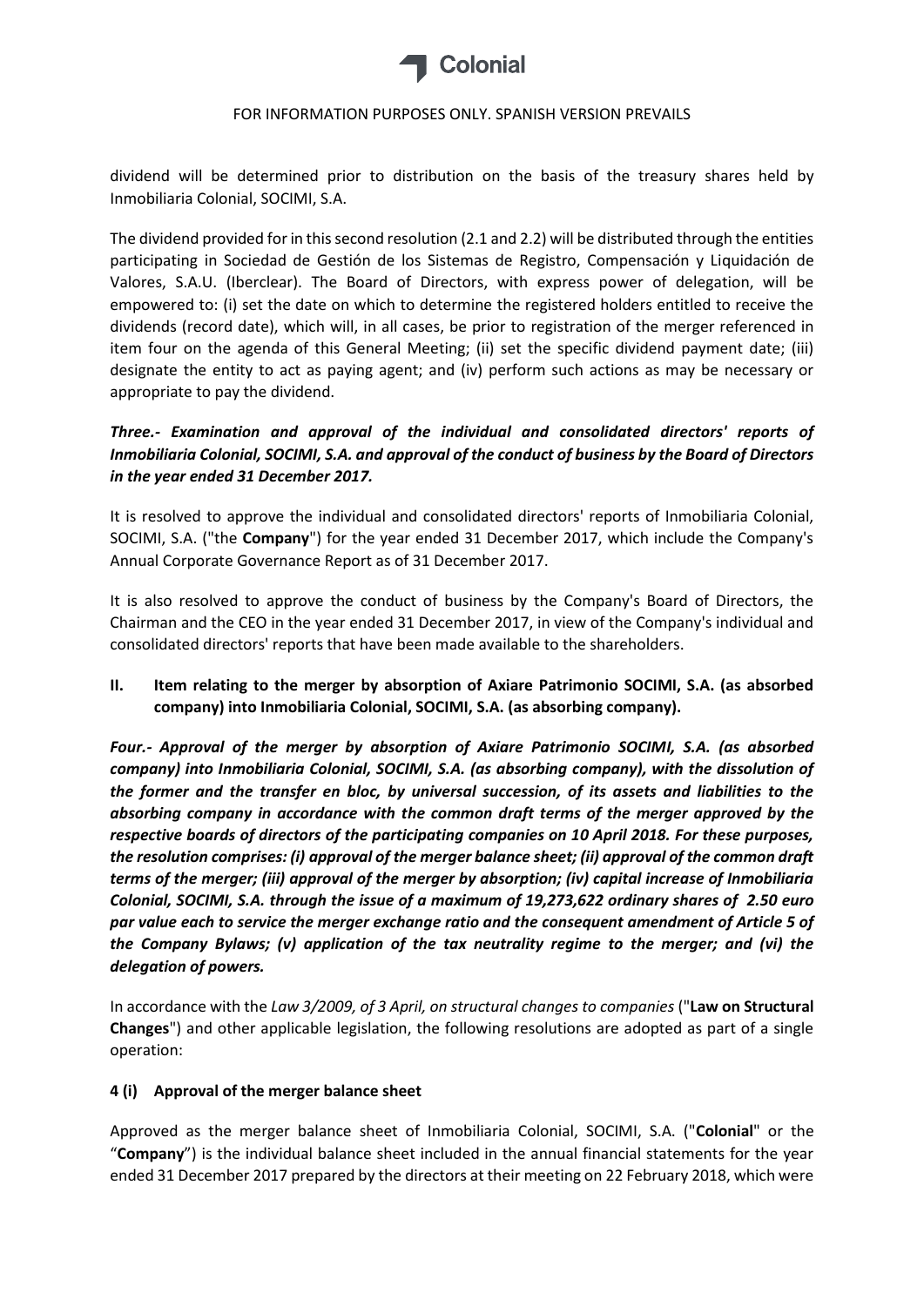dividend will be determined prior to distribution on the basis of the treasury shares held by Inmobiliaria Colonial, SOCIMI, S.A.

The dividend provided for in this second resolution (2.1 and 2.2) will be distributed through the entities participating in Sociedad de Gestión de los Sistemas de Registro, Compensación y Liquidación de Valores, S.A.U. (Iberclear). The Board of Directors, with express power of delegation, will be empowered to: (i) set the date on which to determine the registered holders entitled to receive the dividends (record date), which will, in all cases, be prior to registration of the merger referenced in item four on the agenda of this General Meeting; (ii) set the specific dividend payment date; (iii) designate the entity to act as paying agent; and (iv) perform such actions as may be necessary or appropriate to pay the dividend.

***Three.- Examination and approval of the individual and consolidated directors' reports of Inmobiliaria Colonial, SOCIMI, S.A. and approval of the conduct of business by the Board of Directors in the year ended 31 December 2017.***

It is resolved to approve the individual and consolidated directors' reports of Inmobiliaria Colonial, SOCIMI, S.A. ("the **Company**") for the year ended 31 December 2017, which include the Company's Annual Corporate Governance Report as of 31 December 2017.

It is also resolved to approve the conduct of business by the Company's Board of Directors, the Chairman and the CEO in the year ended 31 December 2017, in view of the Company's individual and consolidated directors' reports that have been made available to the shareholders.

## II. Item relating to the merger by absorption of Axiare Patrimonio SOCIMI, S.A. (as absorbed company) into Inmobiliaria Colonial, SOCIMI, S.A. (as absorbing company).

***Four.- Approval of the merger by absorption of Axiare Patrimonio SOCIMI, S.A. (as absorbed company) into Inmobiliaria Colonial, SOCIMI, S.A. (as absorbing company), with the dissolution of the former and the transfer en bloc, by universal succession, of its assets and liabilities to the absorbing company in accordance with the common draft terms of the merger approved by the respective boards of directors of the participating companies on 10 April 2018. For these purposes, the resolution comprises: (i) approval of the merger balance sheet; (ii) approval of the common draft terms of the merger; (iii) approval of the merger by absorption; (iv) capital increase of Inmobiliaria Colonial, SOCIMI, S.A. through the issue of a maximum of 19,273,622 ordinary shares of 2.50 euro par value each to service the merger exchange ratio and the consequent amendment of Article 5 of the Company Bylaws; (v) application of the tax neutrality regime to the merger; and (vi) the delegation of powers.***

In accordance with the *Law 3/2009, of 3 April, on structural changes to companies* ("**Law on Structural Changes**") and other applicable legislation, the following resolutions are adopted as part of a single operation:

### 4 (i) Approval of the merger balance sheet

Approved as the merger balance sheet of Inmobiliaria Colonial, SOCIMI, S.A. ("**Colonial**" or the "**Company**") is the individual balance sheet included in the annual financial statements for the year ended 31 December 2017 prepared by the directors at their meeting on 22 February 2018, which were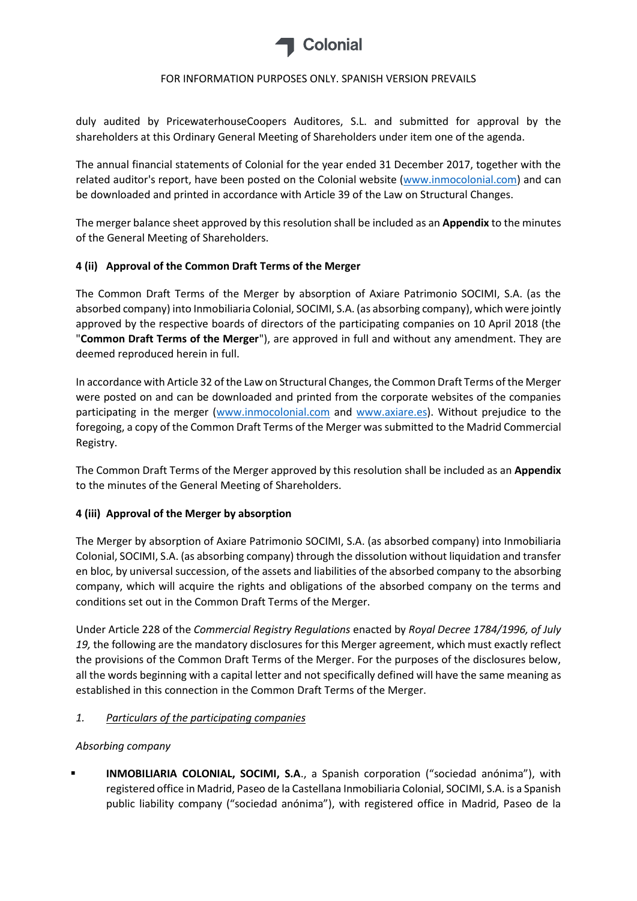duly audited by PricewaterhouseCoopers Auditores, S.L. and submitted for approval by the shareholders at this Ordinary General Meeting of Shareholders under item one of the agenda.

The annual financial statements of Colonial for the year ended 31 December 2017, together with the related auditor's report, have been posted on the Colonial website (www.inmocolonial.com) and can be downloaded and printed in accordance with Article 39 of the Law on Structural Changes.

The merger balance sheet approved by this resolution shall be included as an **Appendix** to the minutes of the General Meeting of Shareholders.

**4 (ii) Approval of the Common Draft Terms of the Merger**

The Common Draft Terms of the Merger by absorption of Axiare Patrimonio SOCIMI, S.A. (as the absorbed company) into Inmobiliaria Colonial, SOCIMI, S.A. (as absorbing company), which were jointly approved by the respective boards of directors of the participating companies on 10 April 2018 (the "**Common Draft Terms of the Merger**"), are approved in full and without any amendment. They are deemed reproduced herein in full.

In accordance with Article 32 of the Law on Structural Changes, the Common Draft Terms of the Merger were posted on and can be downloaded and printed from the corporate websites of the companies participating in the merger (www.inmocolonial.com and www.axiare.es). Without prejudice to the foregoing, a copy of the Common Draft Terms of the Merger was submitted to the Madrid Commercial Registry.

The Common Draft Terms of the Merger approved by this resolution shall be included as an **Appendix** to the minutes of the General Meeting of Shareholders.

**4 (iii) Approval of the Merger by absorption**

The Merger by absorption of Axiare Patrimonio SOCIMI, S.A. (as absorbed company) into Inmobiliaria Colonial, SOCIMI, S.A. (as absorbing company) through the dissolution without liquidation and transfer en bloc, by universal succession, of the assets and liabilities of the absorbed company to the absorbing company, which will acquire the rights and obligations of the absorbed company on the terms and conditions set out in the Common Draft Terms of the Merger.

Under Article 228 of the *Commercial Registry Regulations* enacted by *Royal Decree 1784/1996, of July 19,* the following are the mandatory disclosures for this Merger agreement, which must exactly reflect the provisions of the Common Draft Terms of the Merger. For the purposes of the disclosures below, all the words beginning with a capital letter and not specifically defined will have the same meaning as established in this connection in the Common Draft Terms of the Merger.

1. *Particulars of the participating companies*

*Absorbing company*

- **INMOBILIARIA COLONIAL, SOCIMI, S.A**., a Spanish corporation ("sociedad anónima"), with registered office in Madrid, Paseo de la Castellana Inmobiliaria Colonial, SOCIMI, S.A. is a Spanish public liability company ("sociedad anónima"), with registered office in Madrid, Paseo de la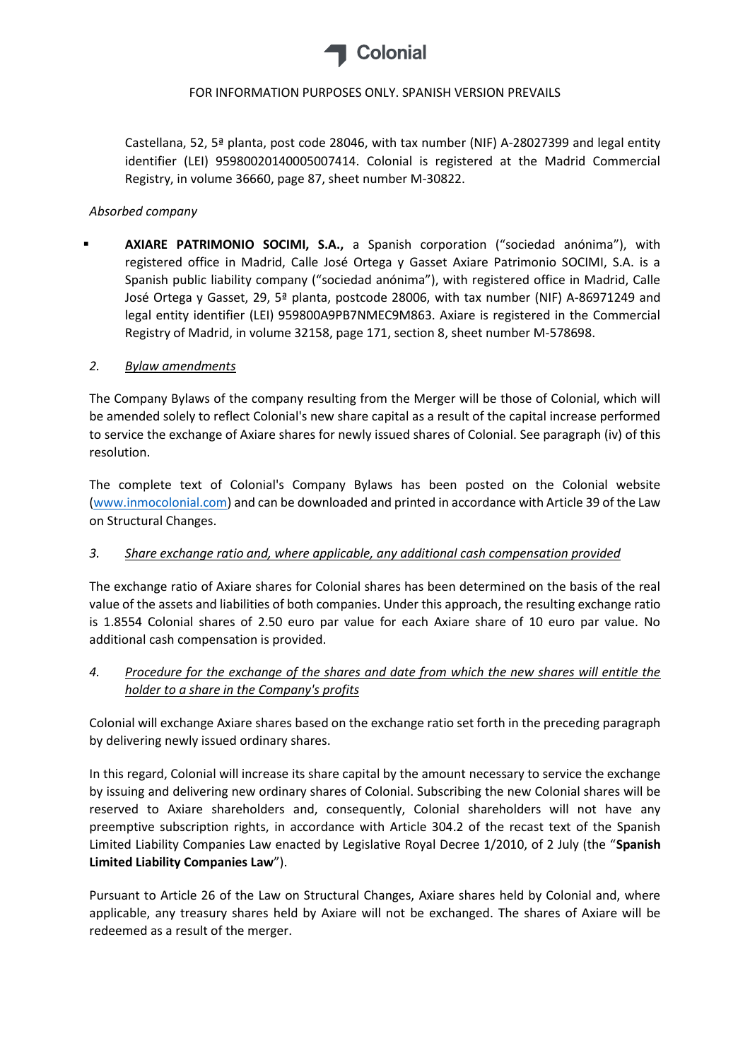Castellana, 52, 5ª planta, post code 28046, with tax number (NIF) A-28027399 and legal entity identifier (LEI) 95980020140005007414. Colonial is registered at the Madrid Commercial Registry, in volume 36660, page 87, sheet number M-30822.

*Absorbed company*

- **AXIARE PATRIMONIO SOCIMI, S.A.,** a Spanish corporation ("sociedad anónima"), with registered office in Madrid, Calle José Ortega y Gasset Axiare Patrimonio SOCIMI, S.A. is a Spanish public liability company ("sociedad anónima"), with registered office in Madrid, Calle José Ortega y Gasset, 29, 5ª planta, postcode 28006, with tax number (NIF) A-86971249 and legal entity identifier (LEI) 959800A9PB7NMEC9M863. Axiare is registered in the Commercial Registry of Madrid, in volume 32158, page 171, section 8, sheet number M-578698.

2. Bylaw amendments

The Company Bylaws of the company resulting from the Merger will be those of Colonial, which will be amended solely to reflect Colonial's new share capital as a result of the capital increase performed to service the exchange of Axiare shares for newly issued shares of Colonial. See paragraph (iv) of this resolution.

The complete text of Colonial's Company Bylaws has been posted on the Colonial website (www.inmocolonial.com) and can be downloaded and printed in accordance with Article 39 of the Law on Structural Changes.

3. Share exchange ratio and, where applicable, any additional cash compensation provided

The exchange ratio of Axiare shares for Colonial shares has been determined on the basis of the real value of the assets and liabilities of both companies. Under this approach, the resulting exchange ratio is 1.8554 Colonial shares of 2.50 euro par value for each Axiare share of 10 euro par value. No additional cash compensation is provided.

4. Procedure for the exchange of the shares and date from which the new shares will entitle the holder to a share in the Company's profits

Colonial will exchange Axiare shares based on the exchange ratio set forth in the preceding paragraph by delivering newly issued ordinary shares.

In this regard, Colonial will increase its share capital by the amount necessary to service the exchange by issuing and delivering new ordinary shares of Colonial. Subscribing the new Colonial shares will be reserved to Axiare shareholders and, consequently, Colonial shareholders will not have any preemptive subscription rights, in accordance with Article 304.2 of the recast text of the Spanish Limited Liability Companies Law enacted by Legislative Royal Decree 1/2010, of 2 July (the "**Spanish Limited Liability Companies Law**").

Pursuant to Article 26 of the Law on Structural Changes, Axiare shares held by Colonial and, where applicable, any treasury shares held by Axiare will not be exchanged. The shares of Axiare will be redeemed as a result of the merger.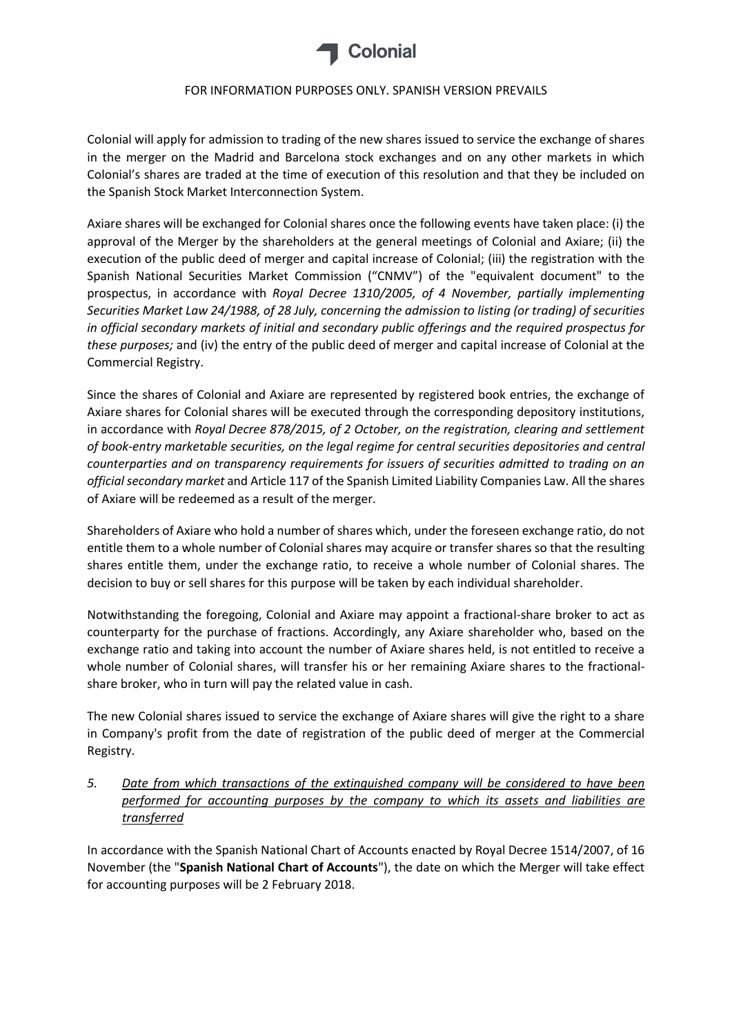FOR INFORMATION PURPOSES ONLY. SPANISH VERSION PREVAILS

Colonial will apply for admission to trading of the new shares issued to service the exchange of shares in the merger on the Madrid and Barcelona stock exchanges and on any other markets in which Colonial's shares are traded at the time of execution of this resolution and that they be included on the Spanish Stock Market Interconnection System.

Axiare shares will be exchanged for Colonial shares once the following events have taken place: (i) the approval of the Merger by the shareholders at the general meetings of Colonial and Axiare; (ii) the execution of the public deed of merger and capital increase of Colonial; (iii) the registration with the Spanish National Securities Market Commission ("CNMV") of the "equivalent document" to the prospectus, in accordance with *Royal Decree 1310/2005, of 4 November, partially implementing Securities Market Law 24/1988, of 28 July, concerning the admission to listing (or trading) of securities in official secondary markets of initial and secondary public offerings and the required prospectus for these purposes;* and (iv) the entry of the public deed of merger and capital increase of Colonial at the Commercial Registry.

Since the shares of Colonial and Axiare are represented by registered book entries, the exchange of Axiare shares for Colonial shares will be executed through the corresponding depository institutions, in accordance with *Royal Decree 878/2015, of 2 October, on the registration, clearing and settlement of book-entry marketable securities, on the legal regime for central securities depositories and central counterparties and on transparency requirements for issuers of securities admitted to trading on an official secondary market* and Article 117 of the Spanish Limited Liability Companies Law. All the shares of Axiare will be redeemed as a result of the merger.

Shareholders of Axiare who hold a number of shares which, under the foreseen exchange ratio, do not entitle them to a whole number of Colonial shares may acquire or transfer shares so that the resulting shares entitle them, under the exchange ratio, to receive a whole number of Colonial shares. The decision to buy or sell shares for this purpose will be taken by each individual shareholder.

Notwithstanding the foregoing, Colonial and Axiare may appoint a fractional-share broker to act as counterparty for the purchase of fractions. Accordingly, any Axiare shareholder who, based on the exchange ratio and taking into account the number of Axiare shares held, is not entitled to receive a whole number of Colonial shares, will transfer his or her remaining Axiare shares to the fractional-share broker, who in turn will pay the related value in cash.

The new Colonial shares issued to service the exchange of Axiare shares will give the right to a share in Company's profit from the date of registration of the public deed of merger at the Commercial Registry.

5. *Date from which transactions of the extinguished company will be considered to have been performed for accounting purposes by the company to which its assets and liabilities are transferred*

In accordance with the Spanish National Chart of Accounts enacted by Royal Decree 1514/2007, of 16 November (the "**Spanish National Chart of Accounts**"), the date on which the Merger will take effect for accounting purposes will be 2 February 2018.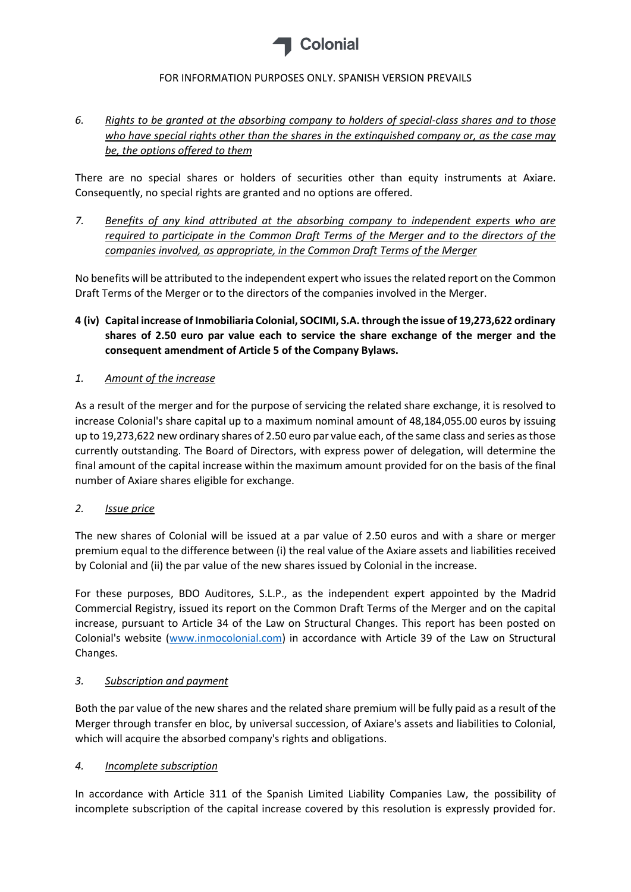FOR INFORMATION PURPOSES ONLY. SPANISH VERSION PREVAILS

6. *Rights to be granted at the absorbing company to holders of special-class shares and to those who have special rights other than the shares in the extinguished company or, as the case may be, the options offered to them*

There are no special shares or holders of securities other than equity instruments at Axiare. Consequently, no special rights are granted and no options are offered.

7. *Benefits of any kind attributed at the absorbing company to independent experts who are required to participate in the Common Draft Terms of the Merger and to the directors of the companies involved, as appropriate, in the Common Draft Terms of the Merger*

No benefits will be attributed to the independent expert who issues the related report on the Common Draft Terms of the Merger or to the directors of the companies involved in the Merger.

**4 (iv) Capital increase of Inmobiliaria Colonial, SOCIMI, S.A. through the issue of 19,273,622 ordinary shares of 2.50 euro par value each to service the share exchange of the merger and the consequent amendment of Article 5 of the Company Bylaws.**

1. *Amount of the increase*

As a result of the merger and for the purpose of servicing the related share exchange, it is resolved to increase Colonial's share capital up to a maximum nominal amount of 48,184,055.00 euros by issuing up to 19,273,622 new ordinary shares of 2.50 euro par value each, of the same class and series as those currently outstanding. The Board of Directors, with express power of delegation, will determine the final amount of the capital increase within the maximum amount provided for on the basis of the final number of Axiare shares eligible for exchange.

2. *Issue price*

The new shares of Colonial will be issued at a par value of 2.50 euros and with a share or merger premium equal to the difference between (i) the real value of the Axiare assets and liabilities received by Colonial and (ii) the par value of the new shares issued by Colonial in the increase.

For these purposes, BDO Auditores, S.L.P., as the independent expert appointed by the Madrid Commercial Registry, issued its report on the Common Draft Terms of the Merger and on the capital increase, pursuant to Article 34 of the Law on Structural Changes. This report has been posted on Colonial's website (www.inmocolonial.com) in accordance with Article 39 of the Law on Structural Changes.

3. *Subscription and payment*

Both the par value of the new shares and the related share premium will be fully paid as a result of the Merger through transfer en bloc, by universal succession, of Axiare's assets and liabilities to Colonial, which will acquire the absorbed company's rights and obligations.

4. *Incomplete subscription*

In accordance with Article 311 of the Spanish Limited Liability Companies Law, the possibility of incomplete subscription of the capital increase covered by this resolution is expressly provided for.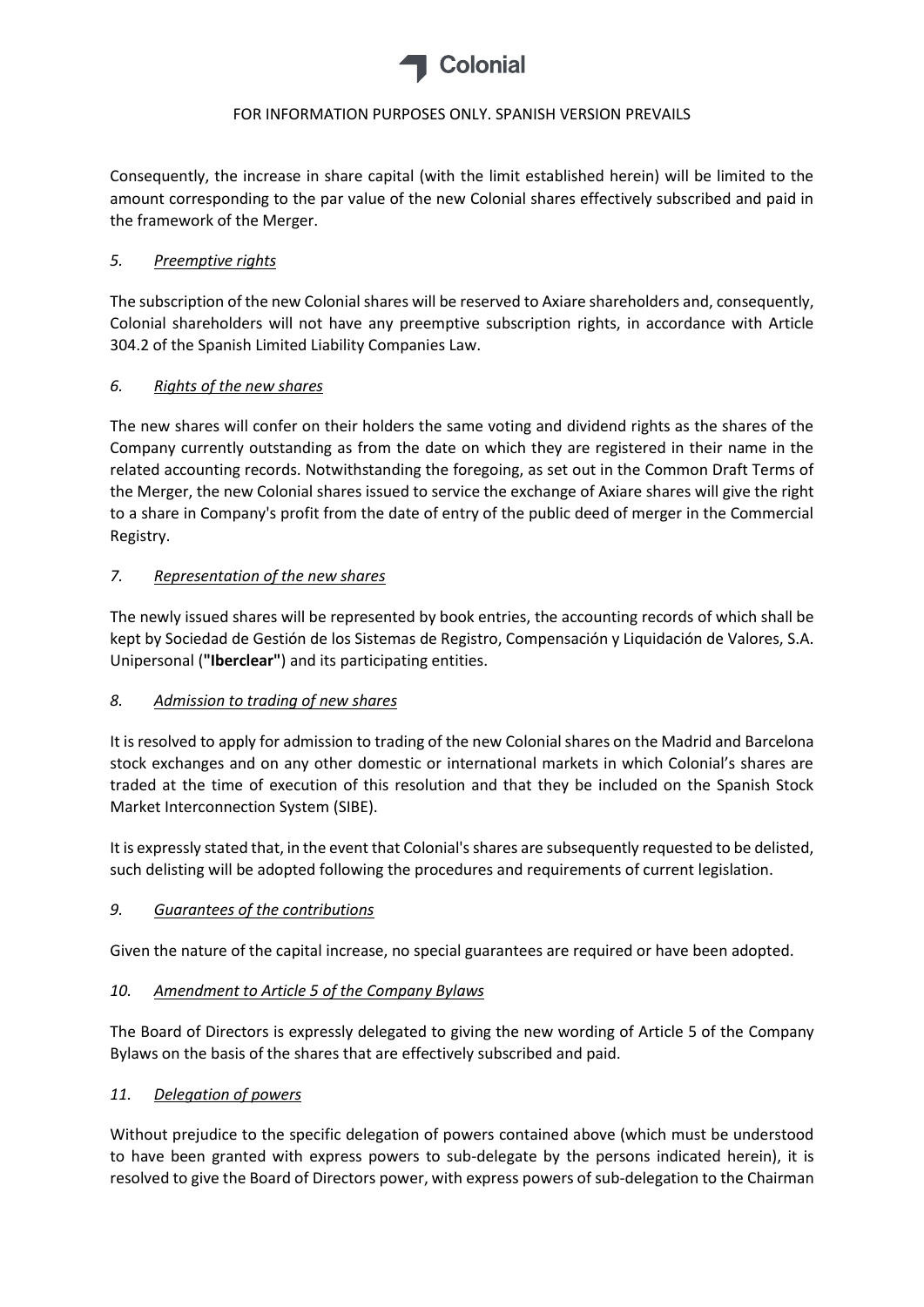FOR INFORMATION PURPOSES ONLY. SPANISH VERSION PREVAILS

Consequently, the increase in share capital (with the limit established herein) will be limited to the amount corresponding to the par value of the new Colonial shares effectively subscribed and paid in the framework of the Merger.

*5. Preemptive rights*

The subscription of the new Colonial shares will be reserved to Axiare shareholders and, consequently, Colonial shareholders will not have any preemptive subscription rights, in accordance with Article 304.2 of the Spanish Limited Liability Companies Law.

*6. Rights of the new shares*

The new shares will confer on their holders the same voting and dividend rights as the shares of the Company currently outstanding as from the date on which they are registered in their name in the related accounting records. Notwithstanding the foregoing, as set out in the Common Draft Terms of the Merger, the new Colonial shares issued to service the exchange of Axiare shares will give the right to a share in Company's profit from the date of entry of the public deed of merger in the Commercial Registry.

*7. Representation of the new shares*

The newly issued shares will be represented by book entries, the accounting records of which shall be kept by Sociedad de Gestión de los Sistemas de Registro, Compensación y Liquidación de Valores, S.A. Unipersonal (**"Iberclear"**) and its participating entities.

*8. Admission to trading of new shares*

It is resolved to apply for admission to trading of the new Colonial shares on the Madrid and Barcelona stock exchanges and on any other domestic or international markets in which Colonial's shares are traded at the time of execution of this resolution and that they be included on the Spanish Stock Market Interconnection System (SIBE).

It is expressly stated that, in the event that Colonial's shares are subsequently requested to be delisted, such delisting will be adopted following the procedures and requirements of current legislation.

*9. Guarantees of the contributions*

Given the nature of the capital increase, no special guarantees are required or have been adopted.

*10. Amendment to Article 5 of the Company Bylaws*

The Board of Directors is expressly delegated to giving the new wording of Article 5 of the Company Bylaws on the basis of the shares that are effectively subscribed and paid.

*11. Delegation of powers*

Without prejudice to the specific delegation of powers contained above (which must be understood to have been granted with express powers to sub-delegate by the persons indicated herein), it is resolved to give the Board of Directors power, with express powers of sub-delegation to the Chairman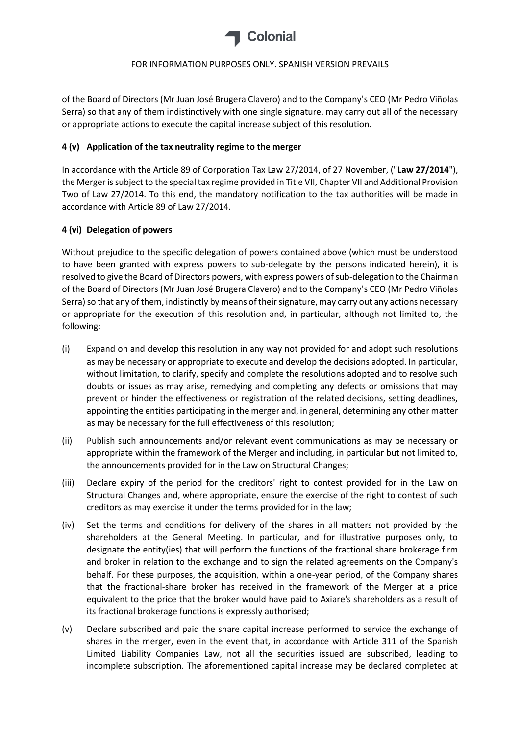of the Board of Directors (Mr Juan José Brugera Clavero) and to the Company's CEO (Mr Pedro Viñolas Serra) so that any of them indistinctively with one single signature, may carry out all of the necessary or appropriate actions to execute the capital increase subject of this resolution.

### 4 (v) Application of the tax neutrality regime to the merger

In accordance with the Article 89 of Corporation Tax Law 27/2014, of 27 November, ("**Law 27/2014**"), the Merger is subject to the special tax regime provided in Title VII, Chapter VII and Additional Provision Two of Law 27/2014. To this end, the mandatory notification to the tax authorities will be made in accordance with Article 89 of Law 27/2014.

### 4 (vi) Delegation of powers

Without prejudice to the specific delegation of powers contained above (which must be understood to have been granted with express powers to sub-delegate by the persons indicated herein), it is resolved to give the Board of Directors powers, with express powers of sub-delegation to the Chairman of the Board of Directors (Mr Juan José Brugera Clavero) and to the Company's CEO (Mr Pedro Viñolas Serra) so that any of them, indistinctly by means of their signature, may carry out any actions necessary or appropriate for the execution of this resolution and, in particular, although not limited to, the following:

(i) Expand on and develop this resolution in any way not provided for and adopt such resolutions as may be necessary or appropriate to execute and develop the decisions adopted. In particular, without limitation, to clarify, specify and complete the resolutions adopted and to resolve such doubts or issues as may arise, remedying and completing any defects or omissions that may prevent or hinder the effectiveness or registration of the related decisions, setting deadlines, appointing the entities participating in the merger and, in general, determining any other matter as may be necessary for the full effectiveness of this resolution;

(ii) Publish such announcements and/or relevant event communications as may be necessary or appropriate within the framework of the Merger and including, in particular but not limited to, the announcements provided for in the Law on Structural Changes;

(iii) Declare expiry of the period for the creditors' right to contest provided for in the Law on Structural Changes and, where appropriate, ensure the exercise of the right to contest of such creditors as may exercise it under the terms provided for in the law;

(iv) Set the terms and conditions for delivery of the shares in all matters not provided by the shareholders at the General Meeting. In particular, and for illustrative purposes only, to designate the entity(ies) that will perform the functions of the fractional share brokerage firm and broker in relation to the exchange and to sign the related agreements on the Company's behalf. For these purposes, the acquisition, within a one-year period, of the Company shares that the fractional-share broker has received in the framework of the Merger at a price equivalent to the price that the broker would have paid to Axiare's shareholders as a result of its fractional brokerage functions is expressly authorised;

(v) Declare subscribed and paid the share capital increase performed to service the exchange of shares in the merger, even in the event that, in accordance with Article 311 of the Spanish Limited Liability Companies Law, not all the securities issued are subscribed, leading to incomplete subscription. The aforementioned capital increase may be declared completed at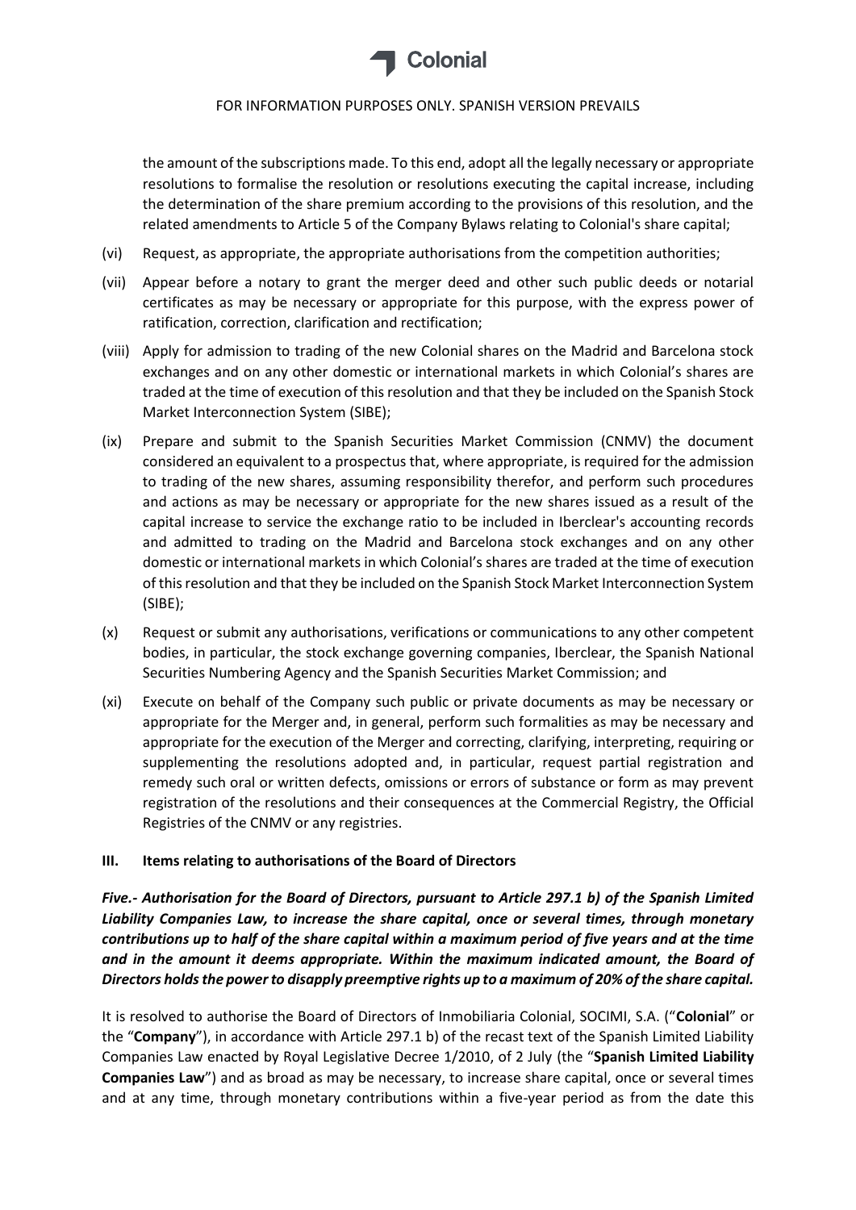the amount of the subscriptions made. To this end, adopt all the legally necessary or appropriate resolutions to formalise the resolution or resolutions executing the capital increase, including the determination of the share premium according to the provisions of this resolution, and the related amendments to Article 5 of the Company Bylaws relating to Colonial's share capital;

(vi) Request, as appropriate, the appropriate authorisations from the competition authorities;

(vii) Appear before a notary to grant the merger deed and other such public deeds or notarial certificates as may be necessary or appropriate for this purpose, with the express power of ratification, correction, clarification and rectification;

(viii) Apply for admission to trading of the new Colonial shares on the Madrid and Barcelona stock exchanges and on any other domestic or international markets in which Colonial's shares are traded at the time of execution of this resolution and that they be included on the Spanish Stock Market Interconnection System (SIBE);

(ix) Prepare and submit to the Spanish Securities Market Commission (CNMV) the document considered an equivalent to a prospectus that, where appropriate, is required for the admission to trading of the new shares, assuming responsibility therefor, and perform such procedures and actions as may be necessary or appropriate for the new shares issued as a result of the capital increase to service the exchange ratio to be included in Iberclear's accounting records and admitted to trading on the Madrid and Barcelona stock exchanges and on any other domestic or international markets in which Colonial's shares are traded at the time of execution of this resolution and that they be included on the Spanish Stock Market Interconnection System (SIBE);

(x) Request or submit any authorisations, verifications or communications to any other competent bodies, in particular, the stock exchange governing companies, Iberclear, the Spanish National Securities Numbering Agency and the Spanish Securities Market Commission; and

(xi) Execute on behalf of the Company such public or private documents as may be necessary or appropriate for the Merger and, in general, perform such formalities as may be necessary and appropriate for the execution of the Merger and correcting, clarifying, interpreting, requiring or supplementing the resolutions adopted and, in particular, request partial registration and remedy such oral or written defects, omissions or errors of substance or form as may prevent registration of the resolutions and their consequences at the Commercial Registry, the Official Registries of the CNMV or any registries.

## III. Items relating to authorisations of the Board of Directors

***Five.- Authorisation for the Board of Directors, pursuant to Article 297.1 b) of the Spanish Limited Liability Companies Law, to increase the share capital, once or several times, through monetary contributions up to half of the share capital within a maximum period of five years and at the time and in the amount it deems appropriate. Within the maximum indicated amount, the Board of Directors holds the power to disapply preemptive rights up to a maximum of 20% of the share capital.***

It is resolved to authorise the Board of Directors of Inmobiliaria Colonial, SOCIMI, S.A. ("**Colonial**" or the "**Company**"), in accordance with Article 297.1 b) of the recast text of the Spanish Limited Liability Companies Law enacted by Royal Legislative Decree 1/2010, of 2 July (the "**Spanish Limited Liability Companies Law**") and as broad as may be necessary, to increase share capital, once or several times and at any time, through monetary contributions within a five-year period as from the date this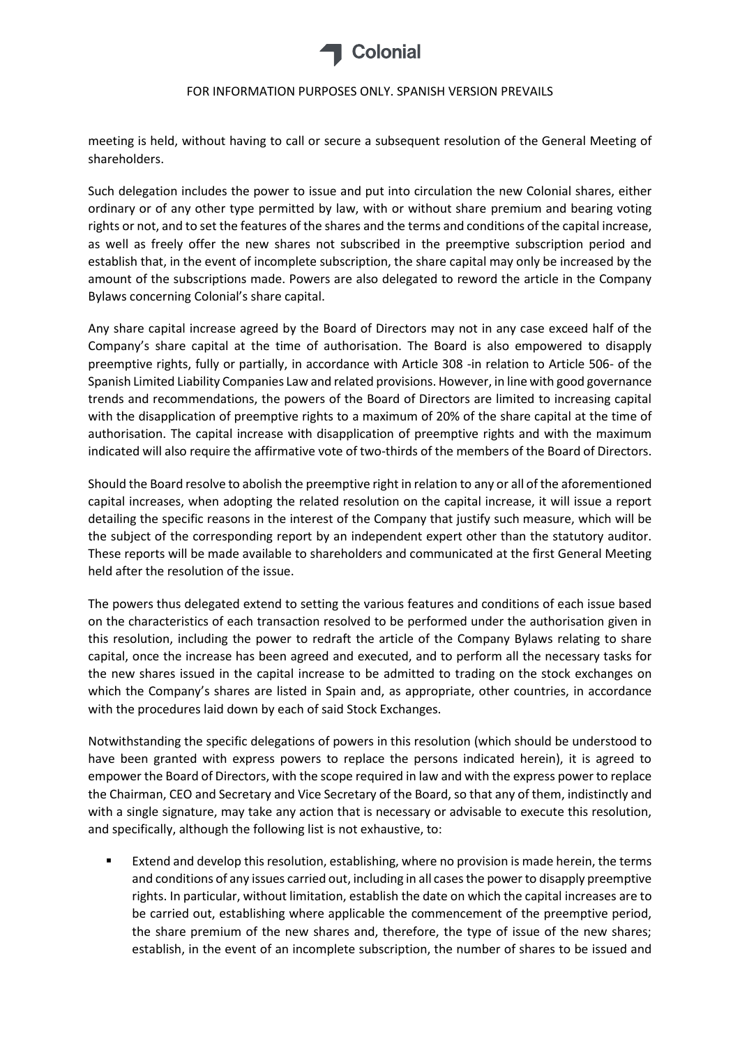meeting is held, without having to call or secure a subsequent resolution of the General Meeting of shareholders.

Such delegation includes the power to issue and put into circulation the new Colonial shares, either ordinary or of any other type permitted by law, with or without share premium and bearing voting rights or not, and to set the features of the shares and the terms and conditions of the capital increase, as well as freely offer the new shares not subscribed in the preemptive subscription period and establish that, in the event of incomplete subscription, the share capital may only be increased by the amount of the subscriptions made. Powers are also delegated to reword the article in the Company Bylaws concerning Colonial's share capital.

Any share capital increase agreed by the Board of Directors may not in any case exceed half of the Company's share capital at the time of authorisation. The Board is also empowered to disapply preemptive rights, fully or partially, in accordance with Article 308 -in relation to Article 506- of the Spanish Limited Liability Companies Law and related provisions. However, in line with good governance trends and recommendations, the powers of the Board of Directors are limited to increasing capital with the disapplication of preemptive rights to a maximum of 20% of the share capital at the time of authorisation. The capital increase with disapplication of preemptive rights and with the maximum indicated will also require the affirmative vote of two-thirds of the members of the Board of Directors.

Should the Board resolve to abolish the preemptive right in relation to any or all of the aforementioned capital increases, when adopting the related resolution on the capital increase, it will issue a report detailing the specific reasons in the interest of the Company that justify such measure, which will be the subject of the corresponding report by an independent expert other than the statutory auditor. These reports will be made available to shareholders and communicated at the first General Meeting held after the resolution of the issue.

The powers thus delegated extend to setting the various features and conditions of each issue based on the characteristics of each transaction resolved to be performed under the authorisation given in this resolution, including the power to redraft the article of the Company Bylaws relating to share capital, once the increase has been agreed and executed, and to perform all the necessary tasks for the new shares issued in the capital increase to be admitted to trading on the stock exchanges on which the Company's shares are listed in Spain and, as appropriate, other countries, in accordance with the procedures laid down by each of said Stock Exchanges.

Notwithstanding the specific delegations of powers in this resolution (which should be understood to have been granted with express powers to replace the persons indicated herein), it is agreed to empower the Board of Directors, with the scope required in law and with the express power to replace the Chairman, CEO and Secretary and Vice Secretary of the Board, so that any of them, indistinctly and with a single signature, may take any action that is necessary or advisable to execute this resolution, and specifically, although the following list is not exhaustive, to:

- Extend and develop this resolution, establishing, where no provision is made herein, the terms and conditions of any issues carried out, including in all cases the power to disapply preemptive rights. In particular, without limitation, establish the date on which the capital increases are to be carried out, establishing where applicable the commencement of the preemptive period, the share premium of the new shares and, therefore, the type of issue of the new shares; establish, in the event of an incomplete subscription, the number of shares to be issued and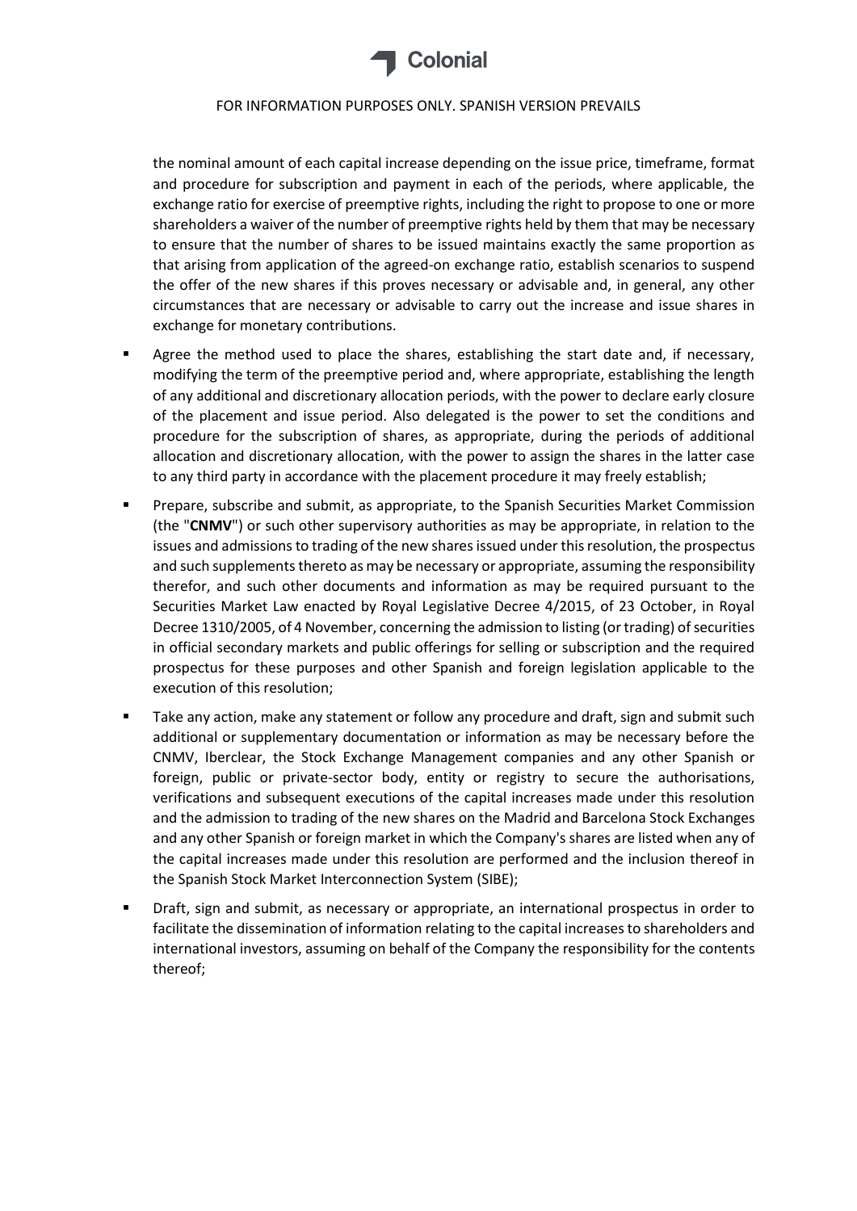the nominal amount of each capital increase depending on the issue price, timeframe, format and procedure for subscription and payment in each of the periods, where applicable, the exchange ratio for exercise of preemptive rights, including the right to propose to one or more shareholders a waiver of the number of preemptive rights held by them that may be necessary to ensure that the number of shares to be issued maintains exactly the same proportion as that arising from application of the agreed-on exchange ratio, establish scenarios to suspend the offer of the new shares if this proves necessary or advisable and, in general, any other circumstances that are necessary or advisable to carry out the increase and issue shares in exchange for monetary contributions.

- Agree the method used to place the shares, establishing the start date and, if necessary, modifying the term of the preemptive period and, where appropriate, establishing the length of any additional and discretionary allocation periods, with the power to declare early closure of the placement and issue period. Also delegated is the power to set the conditions and procedure for the subscription of shares, as appropriate, during the periods of additional allocation and discretionary allocation, with the power to assign the shares in the latter case to any third party in accordance with the placement procedure it may freely establish;
- Prepare, subscribe and submit, as appropriate, to the Spanish Securities Market Commission (the "**CNMV**") or such other supervisory authorities as may be appropriate, in relation to the issues and admissions to trading of the new shares issued under this resolution, the prospectus and such supplements thereto as may be necessary or appropriate, assuming the responsibility therefor, and such other documents and information as may be required pursuant to the Securities Market Law enacted by Royal Legislative Decree 4/2015, of 23 October, in Royal Decree 1310/2005, of 4 November, concerning the admission to listing (or trading) of securities in official secondary markets and public offerings for selling or subscription and the required prospectus for these purposes and other Spanish and foreign legislation applicable to the execution of this resolution;
- Take any action, make any statement or follow any procedure and draft, sign and submit such additional or supplementary documentation or information as may be necessary before the CNMV, Iberclear, the Stock Exchange Management companies and any other Spanish or foreign, public or private-sector body, entity or registry to secure the authorisations, verifications and subsequent executions of the capital increases made under this resolution and the admission to trading of the new shares on the Madrid and Barcelona Stock Exchanges and any other Spanish or foreign market in which the Company's shares are listed when any of the capital increases made under this resolution are performed and the inclusion thereof in the Spanish Stock Market Interconnection System (SIBE);
- Draft, sign and submit, as necessary or appropriate, an international prospectus in order to facilitate the dissemination of information relating to the capital increases to shareholders and international investors, assuming on behalf of the Company the responsibility for the contents thereof;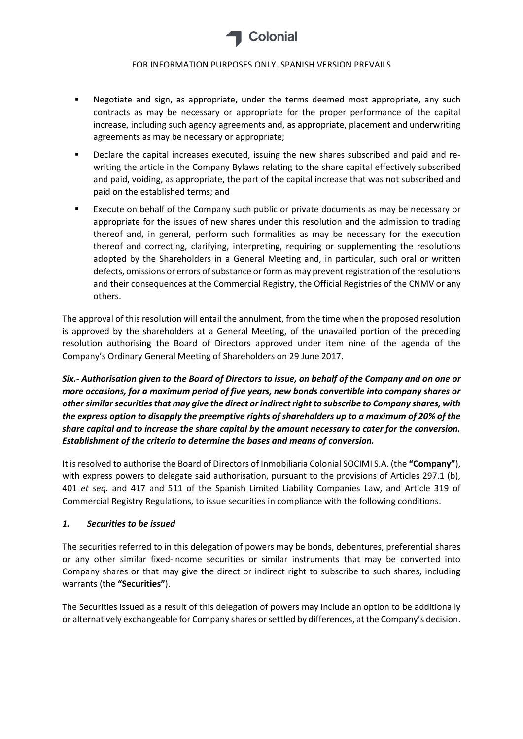- Negotiate and sign, as appropriate, under the terms deemed most appropriate, any such contracts as may be necessary or appropriate for the proper performance of the capital increase, including such agency agreements and, as appropriate, placement and underwriting agreements as may be necessary or appropriate;
- Declare the capital increases executed, issuing the new shares subscribed and paid and re-writing the article in the Company Bylaws relating to the share capital effectively subscribed and paid, voiding, as appropriate, the part of the capital increase that was not subscribed and paid on the established terms; and
- Execute on behalf of the Company such public or private documents as may be necessary or appropriate for the issues of new shares under this resolution and the admission to trading thereof and, in general, perform such formalities as may be necessary for the execution thereof and correcting, clarifying, interpreting, requiring or supplementing the resolutions adopted by the Shareholders in a General Meeting and, in particular, such oral or written defects, omissions or errors of substance or form as may prevent registration of the resolutions and their consequences at the Commercial Registry, the Official Registries of the CNMV or any others.

The approval of this resolution will entail the annulment, from the time when the proposed resolution is approved by the shareholders at a General Meeting, of the unavailed portion of the preceding resolution authorising the Board of Directors approved under item nine of the agenda of the Company's Ordinary General Meeting of Shareholders on 29 June 2017.

***Six.- Authorisation given to the Board of Directors to issue, on behalf of the Company and on one or more occasions, for a maximum period of five years, new bonds convertible into company shares or other similar securities that may give the direct or indirect right to subscribe to Company shares, with the express option to disapply the preemptive rights of shareholders up to a maximum of 20% of the share capital and to increase the share capital by the amount necessary to cater for the conversion. Establishment of the criteria to determine the bases and means of conversion.***

It is resolved to authorise the Board of Directors of Inmobiliaria Colonial SOCIMI S.A. (the **"Company"**), with express powers to delegate said authorisation, pursuant to the provisions of Articles 297.1 (b), 401 *et seq.* and 417 and 511 of the Spanish Limited Liability Companies Law, and Article 319 of Commercial Registry Regulations, to issue securities in compliance with the following conditions.

### *1. Securities to be issued*

The securities referred to in this delegation of powers may be bonds, debentures, preferential shares or any other similar fixed-income securities or similar instruments that may be converted into Company shares or that may give the direct or indirect right to subscribe to such shares, including warrants (the **"Securities"**).

The Securities issued as a result of this delegation of powers may include an option to be additionally or alternatively exchangeable for Company shares or settled by differences, at the Company's decision.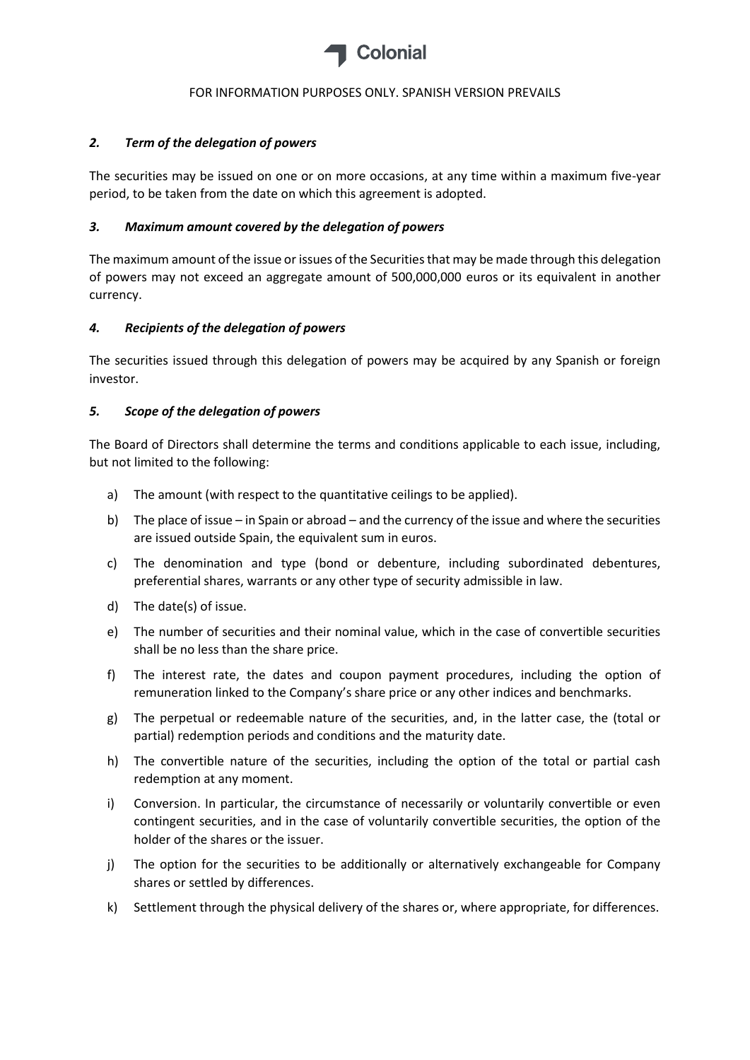### *2. Term of the delegation of powers*

The securities may be issued on one or on more occasions, at any time within a maximum five-year period, to be taken from the date on which this agreement is adopted.

### *3. Maximum amount covered by the delegation of powers*

The maximum amount of the issue or issues of the Securities that may be made through this delegation of powers may not exceed an aggregate amount of 500,000,000 euros or its equivalent in another currency.

### *4. Recipients of the delegation of powers*

The securities issued through this delegation of powers may be acquired by any Spanish or foreign investor.

### *5. Scope of the delegation of powers*

The Board of Directors shall determine the terms and conditions applicable to each issue, including, but not limited to the following:

a) The amount (with respect to the quantitative ceilings to be applied).

b) The place of issue – in Spain or abroad – and the currency of the issue and where the securities are issued outside Spain, the equivalent sum in euros.

c) The denomination and type (bond or debenture, including subordinated debentures, preferential shares, warrants or any other type of security admissible in law.

d) The date(s) of issue.

e) The number of securities and their nominal value, which in the case of convertible securities shall be no less than the share price.

f) The interest rate, the dates and coupon payment procedures, including the option of remuneration linked to the Company's share price or any other indices and benchmarks.

g) The perpetual or redeemable nature of the securities, and, in the latter case, the (total or partial) redemption periods and conditions and the maturity date.

h) The convertible nature of the securities, including the option of the total or partial cash redemption at any moment.

i) Conversion. In particular, the circumstance of necessarily or voluntarily convertible or even contingent securities, and in the case of voluntarily convertible securities, the option of the holder of the shares or the issuer.

j) The option for the securities to be additionally or alternatively exchangeable for Company shares or settled by differences.

k) Settlement through the physical delivery of the shares or, where appropriate, for differences.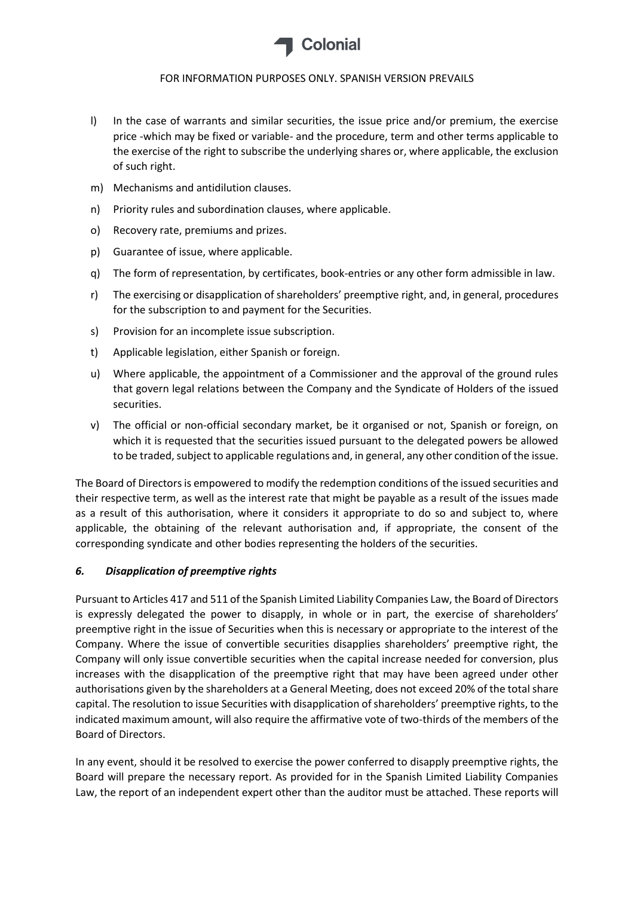l) In the case of warrants and similar securities, the issue price and/or premium, the exercise price -which may be fixed or variable- and the procedure, term and other terms applicable to the exercise of the right to subscribe the underlying shares or, where applicable, the exclusion of such right.

m) Mechanisms and antidilution clauses.

n) Priority rules and subordination clauses, where applicable.

o) Recovery rate, premiums and prizes.

p) Guarantee of issue, where applicable.

q) The form of representation, by certificates, book-entries or any other form admissible in law.

r) The exercising or disapplication of shareholders' preemptive right, and, in general, procedures for the subscription to and payment for the Securities.

s) Provision for an incomplete issue subscription.

t) Applicable legislation, either Spanish or foreign.

u) Where applicable, the appointment of a Commissioner and the approval of the ground rules that govern legal relations between the Company and the Syndicate of Holders of the issued securities.

v) The official or non-official secondary market, be it organised or not, Spanish or foreign, on which it is requested that the securities issued pursuant to the delegated powers be allowed to be traded, subject to applicable regulations and, in general, any other condition of the issue.

The Board of Directors is empowered to modify the redemption conditions of the issued securities and their respective term, as well as the interest rate that might be payable as a result of the issues made as a result of this authorisation, where it considers it appropriate to do so and subject to, where applicable, the obtaining of the relevant authorisation and, if appropriate, the consent of the corresponding syndicate and other bodies representing the holders of the securities.

### *6. Disapplication of preemptive rights*

Pursuant to Articles 417 and 511 of the Spanish Limited Liability Companies Law, the Board of Directors is expressly delegated the power to disapply, in whole or in part, the exercise of shareholders' preemptive right in the issue of Securities when this is necessary or appropriate to the interest of the Company. Where the issue of convertible securities disapplies shareholders' preemptive right, the Company will only issue convertible securities when the capital increase needed for conversion, plus increases with the disapplication of the preemptive right that may have been agreed under other authorisations given by the shareholders at a General Meeting, does not exceed 20% of the total share capital. The resolution to issue Securities with disapplication of shareholders' preemptive rights, to the indicated maximum amount, will also require the affirmative vote of two-thirds of the members of the Board of Directors.

In any event, should it be resolved to exercise the power conferred to disapply preemptive rights, the Board will prepare the necessary report. As provided for in the Spanish Limited Liability Companies Law, the report of an independent expert other than the auditor must be attached. These reports will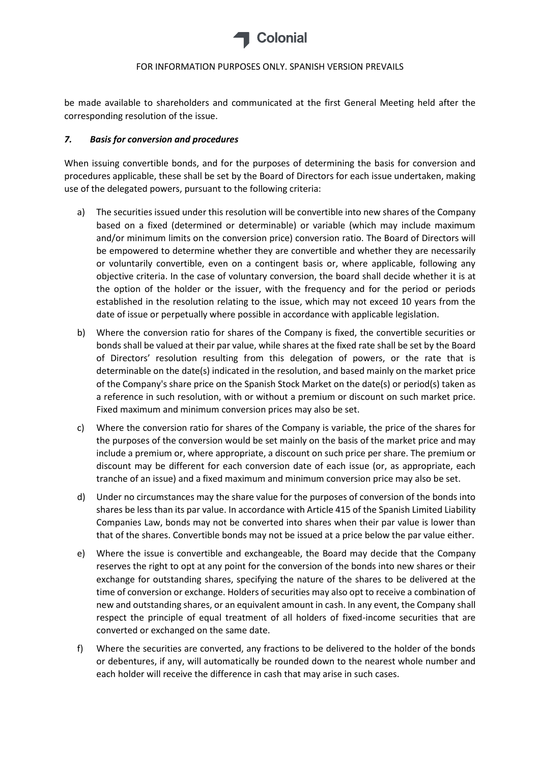be made available to shareholders and communicated at the first General Meeting held after the corresponding resolution of the issue.

### *7. Basis for conversion and procedures*

When issuing convertible bonds, and for the purposes of determining the basis for conversion and procedures applicable, these shall be set by the Board of Directors for each issue undertaken, making use of the delegated powers, pursuant to the following criteria:

a) The securities issued under this resolution will be convertible into new shares of the Company based on a fixed (determined or determinable) or variable (which may include maximum and/or minimum limits on the conversion price) conversion ratio. The Board of Directors will be empowered to determine whether they are convertible and whether they are necessarily or voluntarily convertible, even on a contingent basis or, where applicable, following any objective criteria. In the case of voluntary conversion, the board shall decide whether it is at the option of the holder or the issuer, with the frequency and for the period or periods established in the resolution relating to the issue, which may not exceed 10 years from the date of issue or perpetually where possible in accordance with applicable legislation.

b) Where the conversion ratio for shares of the Company is fixed, the convertible securities or bonds shall be valued at their par value, while shares at the fixed rate shall be set by the Board of Directors' resolution resulting from this delegation of powers, or the rate that is determinable on the date(s) indicated in the resolution, and based mainly on the market price of the Company's share price on the Spanish Stock Market on the date(s) or period(s) taken as a reference in such resolution, with or without a premium or discount on such market price. Fixed maximum and minimum conversion prices may also be set.

c) Where the conversion ratio for shares of the Company is variable, the price of the shares for the purposes of the conversion would be set mainly on the basis of the market price and may include a premium or, where appropriate, a discount on such price per share. The premium or discount may be different for each conversion date of each issue (or, as appropriate, each tranche of an issue) and a fixed maximum and minimum conversion price may also be set.

d) Under no circumstances may the share value for the purposes of conversion of the bonds into shares be less than its par value. In accordance with Article 415 of the Spanish Limited Liability Companies Law, bonds may not be converted into shares when their par value is lower than that of the shares. Convertible bonds may not be issued at a price below the par value either.

e) Where the issue is convertible and exchangeable, the Board may decide that the Company reserves the right to opt at any point for the conversion of the bonds into new shares or their exchange for outstanding shares, specifying the nature of the shares to be delivered at the time of conversion or exchange. Holders of securities may also opt to receive a combination of new and outstanding shares, or an equivalent amount in cash. In any event, the Company shall respect the principle of equal treatment of all holders of fixed-income securities that are converted or exchanged on the same date.

f) Where the securities are converted, any fractions to be delivered to the holder of the bonds or debentures, if any, will automatically be rounded down to the nearest whole number and each holder will receive the difference in cash that may arise in such cases.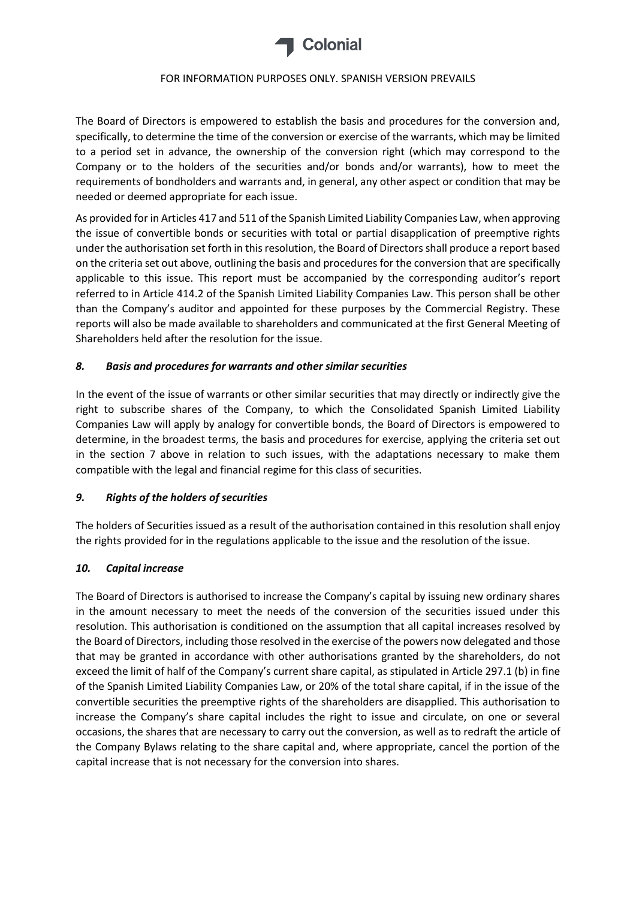FOR INFORMATION PURPOSES ONLY. SPANISH VERSION PREVAILS

The Board of Directors is empowered to establish the basis and procedures for the conversion and, specifically, to determine the time of the conversion or exercise of the warrants, which may be limited to a period set in advance, the ownership of the conversion right (which may correspond to the Company or to the holders of the securities and/or bonds and/or warrants), how to meet the requirements of bondholders and warrants and, in general, any other aspect or condition that may be needed or deemed appropriate for each issue.

As provided for in Articles 417 and 511 of the Spanish Limited Liability Companies Law, when approving the issue of convertible bonds or securities with total or partial disapplication of preemptive rights under the authorisation set forth in this resolution, the Board of Directors shall produce a report based on the criteria set out above, outlining the basis and procedures for the conversion that are specifically applicable to this issue. This report must be accompanied by the corresponding auditor's report referred to in Article 414.2 of the Spanish Limited Liability Companies Law. This person shall be other than the Company's auditor and appointed for these purposes by the Commercial Registry. These reports will also be made available to shareholders and communicated at the first General Meeting of Shareholders held after the resolution for the issue.

### *8. Basis and procedures for warrants and other similar securities*

In the event of the issue of warrants or other similar securities that may directly or indirectly give the right to subscribe shares of the Company, to which the Consolidated Spanish Limited Liability Companies Law will apply by analogy for convertible bonds, the Board of Directors is empowered to determine, in the broadest terms, the basis and procedures for exercise, applying the criteria set out in the section 7 above in relation to such issues, with the adaptations necessary to make them compatible with the legal and financial regime for this class of securities.

### *9. Rights of the holders of securities*

The holders of Securities issued as a result of the authorisation contained in this resolution shall enjoy the rights provided for in the regulations applicable to the issue and the resolution of the issue.

### *10. Capital increase*

The Board of Directors is authorised to increase the Company's capital by issuing new ordinary shares in the amount necessary to meet the needs of the conversion of the securities issued under this resolution. This authorisation is conditioned on the assumption that all capital increases resolved by the Board of Directors, including those resolved in the exercise of the powers now delegated and those that may be granted in accordance with other authorisations granted by the shareholders, do not exceed the limit of half of the Company's current share capital, as stipulated in Article 297.1 (b) in fine of the Spanish Limited Liability Companies Law, or 20% of the total share capital, if in the issue of the convertible securities the preemptive rights of the shareholders are disapplied. This authorisation to increase the Company's share capital includes the right to issue and circulate, on one or several occasions, the shares that are necessary to carry out the conversion, as well as to redraft the article of the Company Bylaws relating to the share capital and, where appropriate, cancel the portion of the capital increase that is not necessary for the conversion into shares.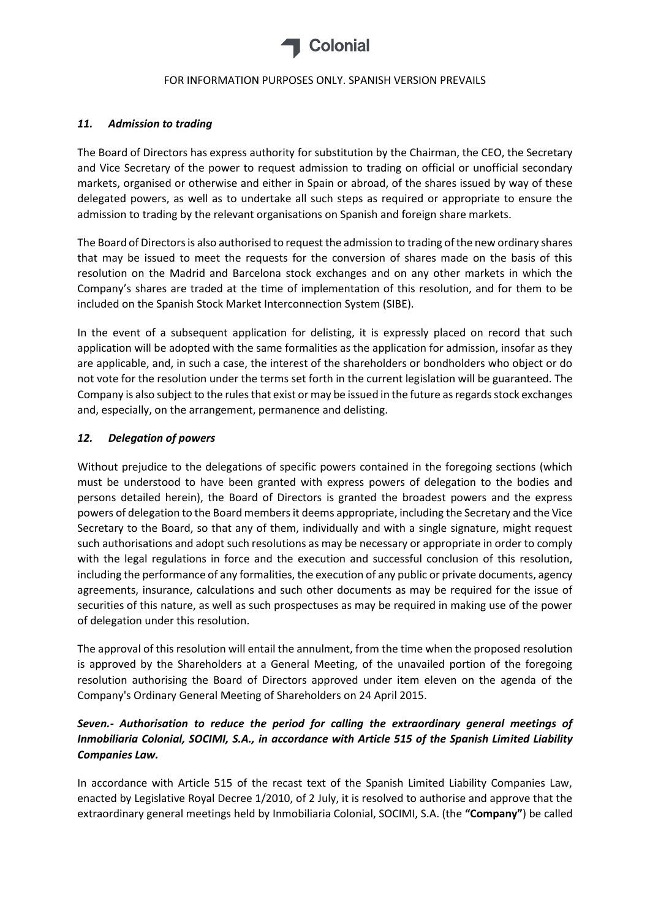### *11. Admission to trading*

The Board of Directors has express authority for substitution by the Chairman, the CEO, the Secretary and Vice Secretary of the power to request admission to trading on official or unofficial secondary markets, organised or otherwise and either in Spain or abroad, of the shares issued by way of these delegated powers, as well as to undertake all such steps as required or appropriate to ensure the admission to trading by the relevant organisations on Spanish and foreign share markets.

The Board of Directors is also authorised to request the admission to trading of the new ordinary shares that may be issued to meet the requests for the conversion of shares made on the basis of this resolution on the Madrid and Barcelona stock exchanges and on any other markets in which the Company's shares are traded at the time of implementation of this resolution, and for them to be included on the Spanish Stock Market Interconnection System (SIBE).

In the event of a subsequent application for delisting, it is expressly placed on record that such application will be adopted with the same formalities as the application for admission, insofar as they are applicable, and, in such a case, the interest of the shareholders or bondholders who object or do not vote for the resolution under the terms set forth in the current legislation will be guaranteed. The Company is also subject to the rules that exist or may be issued in the future as regards stock exchanges and, especially, on the arrangement, permanence and delisting.

### *12. Delegation of powers*

Without prejudice to the delegations of specific powers contained in the foregoing sections (which must be understood to have been granted with express powers of delegation to the bodies and persons detailed herein), the Board of Directors is granted the broadest powers and the express powers of delegation to the Board members it deems appropriate, including the Secretary and the Vice Secretary to the Board, so that any of them, individually and with a single signature, might request such authorisations and adopt such resolutions as may be necessary or appropriate in order to comply with the legal regulations in force and the execution and successful conclusion of this resolution, including the performance of any formalities, the execution of any public or private documents, agency agreements, insurance, calculations and such other documents as may be required for the issue of securities of this nature, as well as such prospectuses as may be required in making use of the power of delegation under this resolution.

The approval of this resolution will entail the annulment, from the time when the proposed resolution is approved by the Shareholders at a General Meeting, of the unavailed portion of the foregoing resolution authorising the Board of Directors approved under item eleven on the agenda of the Company's Ordinary General Meeting of Shareholders on 24 April 2015.

### ***Seven.- Authorisation to reduce the period for calling the extraordinary general meetings of Inmobiliaria Colonial, SOCIMI, S.A., in accordance with Article 515 of the Spanish Limited Liability Companies Law.***

In accordance with Article 515 of the recast text of the Spanish Limited Liability Companies Law, enacted by Legislative Royal Decree 1/2010, of 2 July, it is resolved to authorise and approve that the extraordinary general meetings held by Inmobiliaria Colonial, SOCIMI, S.A. (the **"Company"**) be called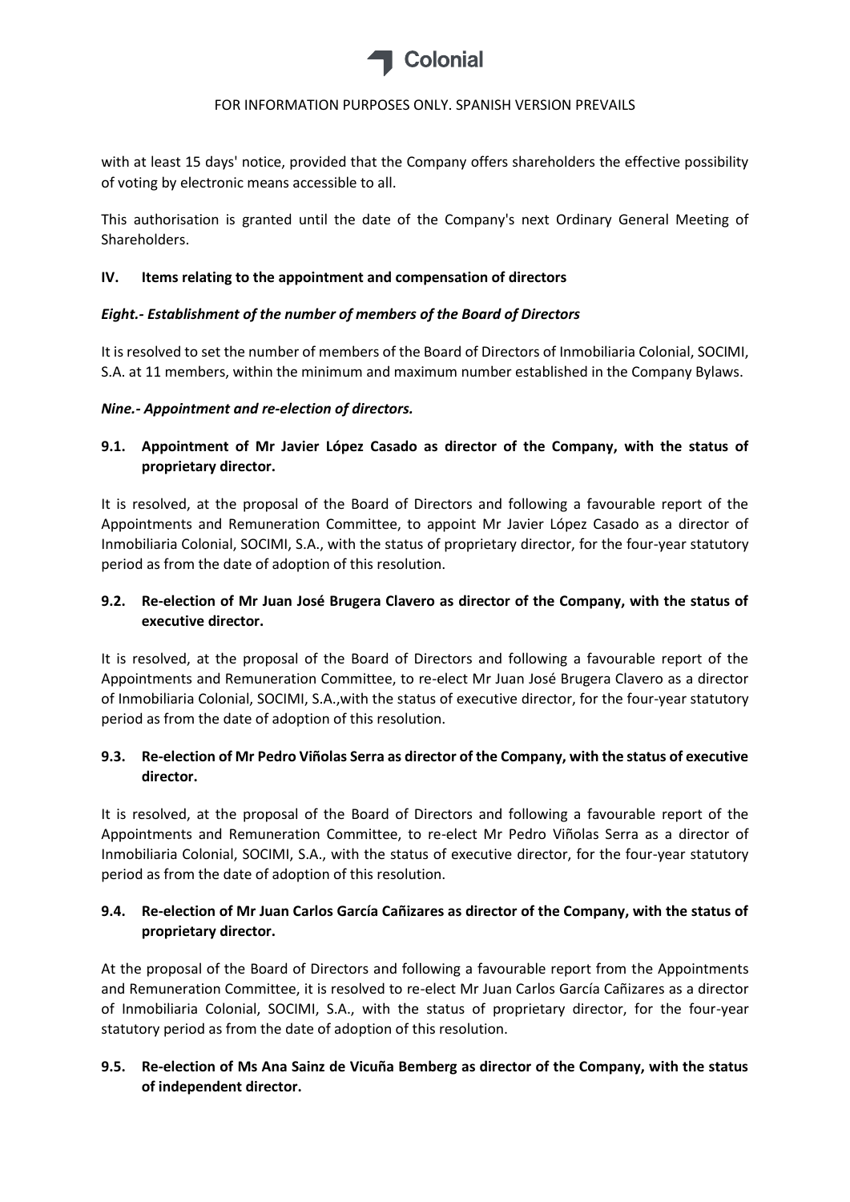with at least 15 days' notice, provided that the Company offers shareholders the effective possibility of voting by electronic means accessible to all.

This authorisation is granted until the date of the Company's next Ordinary General Meeting of Shareholders.

### IV. Items relating to the appointment and compensation of directors

#### *Eight.- Establishment of the number of members of the Board of Directors*

It is resolved to set the number of members of the Board of Directors of Inmobiliaria Colonial, SOCIMI, S.A. at 11 members, within the minimum and maximum number established in the Company Bylaws.

#### *Nine.- Appointment and re-election of directors.*

**9.1. Appointment of Mr Javier López Casado as director of the Company, with the status of proprietary director.**

It is resolved, at the proposal of the Board of Directors and following a favourable report of the Appointments and Remuneration Committee, to appoint Mr Javier López Casado as a director of Inmobiliaria Colonial, SOCIMI, S.A., with the status of proprietary director, for the four-year statutory period as from the date of adoption of this resolution.

**9.2. Re-election of Mr Juan José Brugera Clavero as director of the Company, with the status of executive director.**

It is resolved, at the proposal of the Board of Directors and following a favourable report of the Appointments and Remuneration Committee, to re-elect Mr Juan José Brugera Clavero as a director of Inmobiliaria Colonial, SOCIMI, S.A.,with the status of executive director, for the four-year statutory period as from the date of adoption of this resolution.

**9.3. Re-election of Mr Pedro Viñolas Serra as director of the Company, with the status of executive director.**

It is resolved, at the proposal of the Board of Directors and following a favourable report of the Appointments and Remuneration Committee, to re-elect Mr Pedro Viñolas Serra as a director of Inmobiliaria Colonial, SOCIMI, S.A., with the status of executive director, for the four-year statutory period as from the date of adoption of this resolution.

**9.4. Re-election of Mr Juan Carlos García Cañizares as director of the Company, with the status of proprietary director.**

At the proposal of the Board of Directors and following a favourable report from the Appointments and Remuneration Committee, it is resolved to re-elect Mr Juan Carlos García Cañizares as a director of Inmobiliaria Colonial, SOCIMI, S.A., with the status of proprietary director, for the four-year statutory period as from the date of adoption of this resolution.

**9.5. Re-election of Ms Ana Sainz de Vicuña Bemberg as director of the Company, with the status of independent director.**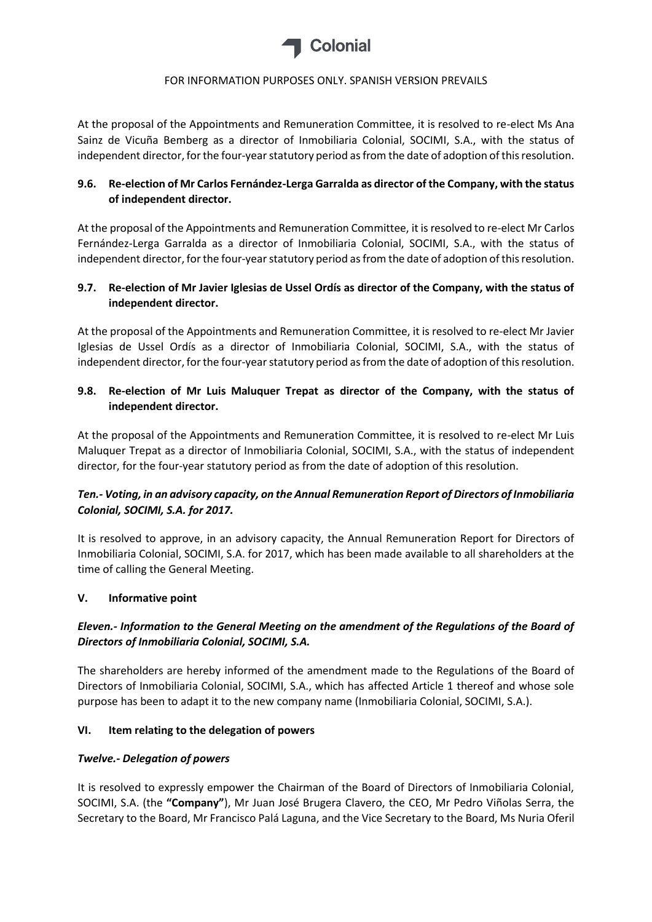At the proposal of the Appointments and Remuneration Committee, it is resolved to re-elect Ms Ana Sainz de Vicuña Bemberg as a director of Inmobiliaria Colonial, SOCIMI, S.A., with the status of independent director, for the four-year statutory period as from the date of adoption of this resolution.

### 9.6. Re-election of Mr Carlos Fernández-Lerga Garralda as director of the Company, with the status of independent director.

At the proposal of the Appointments and Remuneration Committee, it is resolved to re-elect Mr Carlos Fernández-Lerga Garralda as a director of Inmobiliaria Colonial, SOCIMI, S.A., with the status of independent director, for the four-year statutory period as from the date of adoption of this resolution.

### 9.7. Re-election of Mr Javier Iglesias de Ussel Ordís as director of the Company, with the status of independent director.

At the proposal of the Appointments and Remuneration Committee, it is resolved to re-elect Mr Javier Iglesias de Ussel Ordís as a director of Inmobiliaria Colonial, SOCIMI, S.A., with the status of independent director, for the four-year statutory period as from the date of adoption of this resolution.

### 9.8. Re-election of Mr Luis Maluquer Trepat as director of the Company, with the status of independent director.

At the proposal of the Appointments and Remuneration Committee, it is resolved to re-elect Mr Luis Maluquer Trepat as a director of Inmobiliaria Colonial, SOCIMI, S.A., with the status of independent director, for the four-year statutory period as from the date of adoption of this resolution.

### *Ten.- Voting, in an advisory capacity, on the Annual Remuneration Report of Directors of Inmobiliaria Colonial, SOCIMI, S.A. for 2017.*

It is resolved to approve, in an advisory capacity, the Annual Remuneration Report for Directors of Inmobiliaria Colonial, SOCIMI, S.A. for 2017, which has been made available to all shareholders at the time of calling the General Meeting.

## V. Informative point

### *Eleven.- Information to the General Meeting on the amendment of the Regulations of the Board of Directors of Inmobiliaria Colonial, SOCIMI, S.A.*

The shareholders are hereby informed of the amendment made to the Regulations of the Board of Directors of Inmobiliaria Colonial, SOCIMI, S.A., which has affected Article 1 thereof and whose sole purpose has been to adapt it to the new company name (Inmobiliaria Colonial, SOCIMI, S.A.).

## VI. Item relating to the delegation of powers

### *Twelve.- Delegation of powers*

It is resolved to expressly empower the Chairman of the Board of Directors of Inmobiliaria Colonial, SOCIMI, S.A. (the **"Company"**), Mr Juan José Brugera Clavero, the CEO, Mr Pedro Viñolas Serra, the Secretary to the Board, Mr Francisco Palá Laguna, and the Vice Secretary to the Board, Ms Nuria Oferil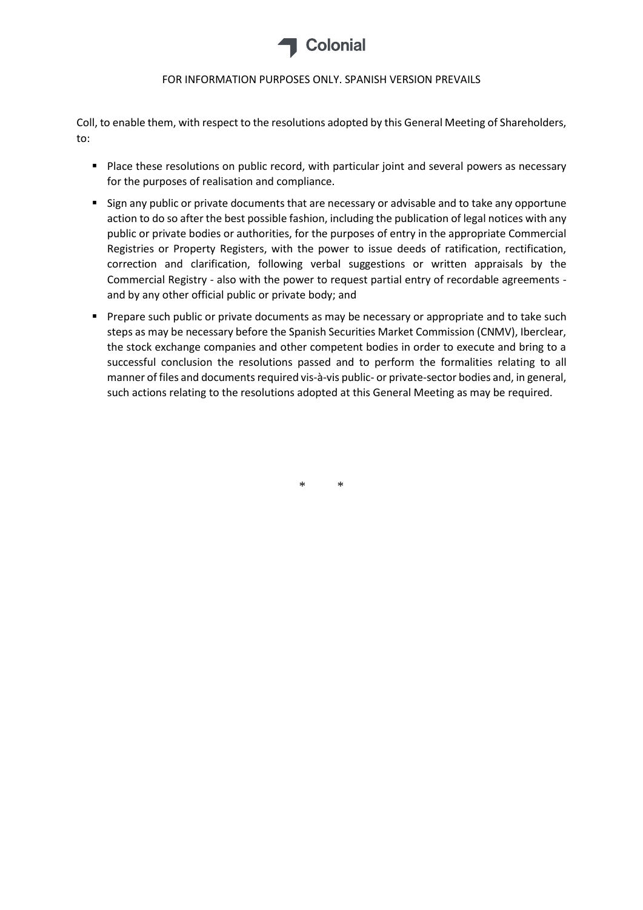Coll, to enable them, with respect to the resolutions adopted by this General Meeting of Shareholders, to:

- Place these resolutions on public record, with particular joint and several powers as necessary for the purposes of realisation and compliance.
- Sign any public or private documents that are necessary or advisable and to take any opportune action to do so after the best possible fashion, including the publication of legal notices with any public or private bodies or authorities, for the purposes of entry in the appropriate Commercial Registries or Property Registers, with the power to issue deeds of ratification, rectification, correction and clarification, following verbal suggestions or written appraisals by the Commercial Registry - also with the power to request partial entry of recordable agreements - and by any other official public or private body; and
- Prepare such public or private documents as may be necessary or appropriate and to take such steps as may be necessary before the Spanish Securities Market Commission (CNMV), Iberclear, the stock exchange companies and other competent bodies in order to execute and bring to a successful conclusion the resolutions passed and to perform the formalities relating to all manner of files and documents required vis-à-vis public- or private-sector bodies and, in general, such actions relating to the resolutions adopted at this General Meeting as may be required.

\* \*